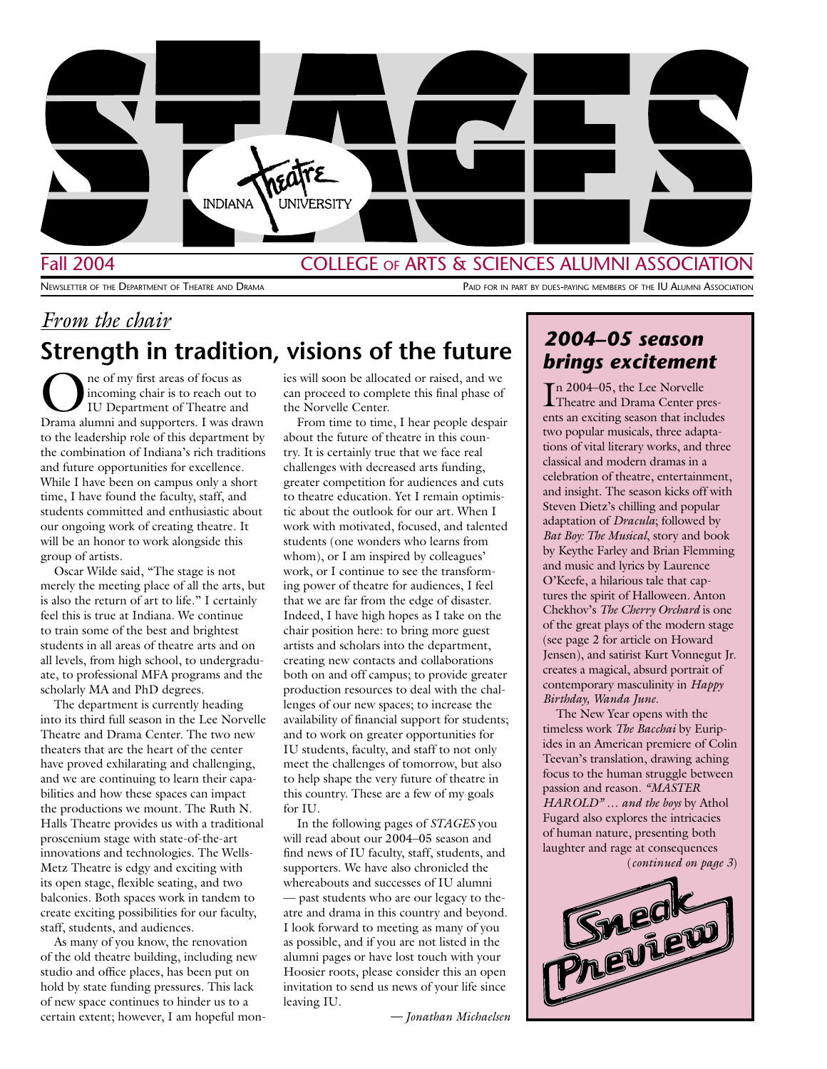# STAGES

Indiana Theatre University

Fall 2004 — COLLEGE OF ARTS & SCIENCES ALUMNI ASSOCIATION

Newsletter of the Department of Theatre and Drama — Paid for in part by dues-paying members of the IU Alumni Association

*From the chair*

## Strength in tradition, visions of the future

One of my first areas of focus as incoming chair is to reach out to IU Department of Theatre and Drama alumni and supporters. I was drawn to the leadership role of this department by the combination of Indiana's rich traditions and future opportunities for excellence. While I have been on campus only a short time, I have found the faculty, staff, and students committed and enthusiastic about our ongoing work of creating theatre. It will be an honor to work alongside this group of artists.

Oscar Wilde said, "The stage is not merely the meeting place of all the arts, but is also the return of art to life." I certainly feel this is true at Indiana. We continue to train some of the best and brightest students in all areas of theatre arts and on all levels, from high school, to undergraduate, to professional MFA programs and the scholarly MA and PhD degrees.

The department is currently heading into its third full season in the Lee Norvelle Theatre and Drama Center. The two new theaters that are the heart of the center have proved exhilarating and challenging, and we are continuing to learn their capabilities and how these spaces can impact the productions we mount. The Ruth N. Halls Theatre provides us with a traditional proscenium stage with state-of-the-art innovations and technologies. The Wells-Metz Theatre is edgy and exciting with its open stage, flexible seating, and two balconies. Both spaces work in tandem to create exciting possibilities for our faculty, staff, students, and audiences.

As many of you know, the renovation of the old theatre building, including new studio and office places, has been put on hold by state funding pressures. This lack of new space continues to hinder us to a certain extent; however, I am hopeful monies will soon be allocated or raised, and we can proceed to complete this final phase of the Norvelle Center.

From time to time, I hear people despair about the future of theatre in this country. It is certainly true that we face real challenges with decreased arts funding, greater competition for audiences and cuts to theatre education. Yet I remain optimistic about the outlook for our art. When I work with motivated, focused, and talented students (one wonders who learns from whom), or I am inspired by colleagues' work, or I continue to see the transforming power of theatre for audiences, I feel that we are far from the edge of disaster. Indeed, I have high hopes as I take on the chair position here: to bring more guest artists and scholars into the department, creating new contacts and collaborations both on and off campus; to provide greater production resources to deal with the challenges of our new spaces; to increase the availability of financial support for students; and to work on greater opportunities for IU students, faculty, and staff to not only meet the challenges of tomorrow, but also to help shape the very future of theatre in this country. These are a few of my goals for IU.

In the following pages of *STAGES* you will read about our 2004–05 season and find news of IU faculty, staff, students, and supporters. We have also chronicled the whereabouts and successes of IU alumni — past students who are our legacy to theatre and drama in this country and beyond. I look forward to meeting as many of you as possible, and if you are not listed in the alumni pages or have lost touch with your Hoosier roots, please consider this an open invitation to send us news of your life since leaving IU.

— *Jonathan Michaelsen*

## *2004–05 season brings excitement*

In 2004–05, the Lee Norvelle Theatre and Drama Center presents an exciting season that includes two popular musicals, three adaptations of vital literary works, and three classical and modern dramas in a celebration of theatre, entertainment, and insight. The season kicks off with Steven Dietz's chilling and popular adaptation of *Dracula*; followed by *Bat Boy: The Musical*, story and book by Keythe Farley and Brian Flemming and music and lyrics by Laurence O'Keefe, a hilarious tale that captures the spirit of Halloween. Anton Chekhov's *The Cherry Orchard* is one of the great plays of the modern stage (see page 2 for article on Howard Jensen), and satirist Kurt Vonnegut Jr. creates a magical, absurd portrait of contemporary masculinity in *Happy Birthday, Wanda June*.

The New Year opens with the timeless work *The Bacchai* by Euripides in an American premiere of Colin Teevan's translation, drawing aching focus to the human struggle between passion and reason. *"MASTER HAROLD" … and the boys* by Athol Fugard also explores the intricacies of human nature, presenting both laughter and rage at consequences

(*continued on page 3*)

Sneak Preview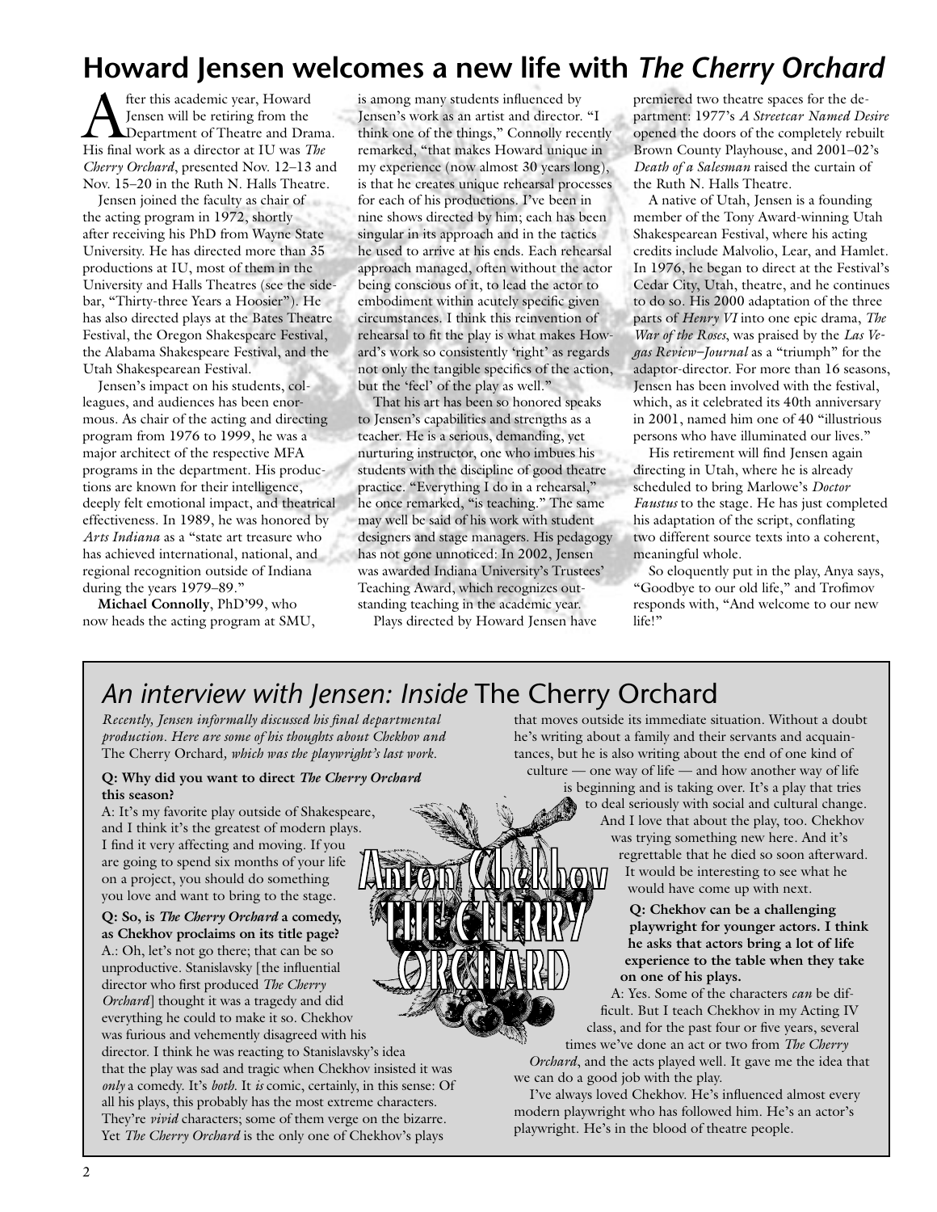# Howard Jensen welcomes a new life with *The Cherry Orchard*

After this academic year, Howard Jensen will be retiring from the Department of Theatre and Drama. His final work as a director at IU was *The Cherry Orchard*, presented Nov. 12–13 and Nov. 15–20 in the Ruth N. Halls Theatre.

Jensen joined the faculty as chair of the acting program in 1972, shortly after receiving his PhD from Wayne State University. He has directed more than 35 productions at IU, most of them in the University and Halls Theatres (see the sidebar, "Thirty-three Years a Hoosier"). He has also directed plays at the Bates Theatre Festival, the Oregon Shakespeare Festival, the Alabama Shakespeare Festival, and the Utah Shakespearean Festival.

Jensen's impact on his students, colleagues, and audiences has been enormous. As chair of the acting and directing program from 1976 to 1999, he was a major architect of the respective MFA programs in the department. His productions are known for their intelligence, deeply felt emotional impact, and theatrical effectiveness. In 1989, he was honored by *Arts Indiana* as a "state art treasure who has achieved international, national, and regional recognition outside of Indiana during the years 1979–89."

**Michael Connolly**, PhD'99, who now heads the acting program at SMU, is among many students influenced by Jensen's work as an artist and director. "I think one of the things," Connolly recently remarked, "that makes Howard unique in my experience (now almost 30 years long), is that he creates unique rehearsal processes for each of his productions. I've been in nine shows directed by him; each has been singular in its approach and in the tactics he used to arrive at his ends. Each rehearsal approach managed, often without the actor being conscious of it, to lead the actor to embodiment within acutely specific given circumstances. I think this reinvention of rehearsal to fit the play is what makes Howard's work so consistently 'right' as regards not only the tangible specifics of the action, but the 'feel' of the play as well."

That his art has been so honored speaks to Jensen's capabilities and strengths as a teacher. He is a serious, demanding, yet nurturing instructor, one who imbues his students with the discipline of good theatre practice. "Everything I do in a rehearsal," he once remarked, "is teaching." The same may well be said of his work with student designers and stage managers. His pedagogy has not gone unnoticed: In 2002, Jensen was awarded Indiana University's Trustees' Teaching Award, which recognizes outstanding teaching in the academic year.

Plays directed by Howard Jensen have premiered two theatre spaces for the department: 1977's *A Streetcar Named Desire* opened the doors of the completely rebuilt Brown County Playhouse, and 2001–02's *Death of a Salesman* raised the curtain of the Ruth N. Halls Theatre.

A native of Utah, Jensen is a founding member of the Tony Award-winning Utah Shakespearean Festival, where his acting credits include Malvolio, Lear, and Hamlet. In 1976, he began to direct at the Festival's Cedar City, Utah, theatre, and he continues to do so. His 2000 adaptation of the three parts of *Henry VI* into one epic drama, *The War of the Roses*, was praised by the *Las Vegas Review–Journal* as a "triumph" for the adaptor-director. For more than 16 seasons, Jensen has been involved with the festival, which, as it celebrated its 40th anniversary in 2001, named him one of 40 "illustrious persons who have illuminated our lives."

His retirement will find Jensen again directing in Utah, where he is already scheduled to bring Marlowe's *Doctor Faustus* to the stage. He has just completed his adaptation of the script, conflating two different source texts into a coherent, meaningful whole.

So eloquently put in the play, Anya says, "Goodbye to our old life," and Trofimov responds with, "And welcome to our new life!"

## *An interview with Jensen: Inside* The Cherry Orchard

*Recently, Jensen informally discussed his final departmental production. Here are some of his thoughts about Chekhov and* The Cherry Orchard*, which was the playwright's last work.*

**Q: Why did you want to direct *The Cherry Orchard* this season?**

A: It's my favorite play outside of Shakespeare, and I think it's the greatest of modern plays. I find it very affecting and moving. If you are going to spend six months of your life on a project, you should do something you love and want to bring to the stage.

**Q: So, is *The Cherry Orchard* a comedy, as Chekhov proclaims on its title page?**

A.: Oh, let's not go there; that can be so unproductive. Stanislavsky [the influential director who first produced *The Cherry Orchard*] thought it was a tragedy and did everything he could to make it so. Chekhov was furious and vehemently disagreed with his director. I think he was reacting to Stanislavsky's idea that the play was sad and tragic when Chekhov insisted it was *only* a comedy. It's *both*. It *is* comic, certainly, in this sense: Of all his plays, this probably has the most extreme characters. They're *vivid* characters; some of them verge on the bizarre. Yet *The Cherry Orchard* is the only one of Chekhov's plays that moves outside its immediate situation. Without a doubt he's writing about a family and their servants and acquaintances, but he is also writing about the end of one kind of culture — one way of life — and how another way of life is beginning and is taking over. It's a play that tries to deal seriously with social and cultural change. And I love that about the play, too. Chekhov was trying something new here. And it's regrettable that he died so soon afterward. It would be interesting to see what he would have come up with next.

**Q: Chekhov can be a challenging playwright for younger actors. I think he asks that actors bring a lot of life experience to the table when they take on one of his plays.**

A: Yes. Some of the characters *can* be difficult. But I teach Chekhov in my Acting IV class, and for the past four or five years, several times we've done an act or two from *The Cherry Orchard*, and the acts played well. It gave me the idea that we can do a good job with the play.

I've always loved Chekhov. He's influenced almost every modern playwright who has followed him. He's an actor's playwright. He's in the blood of theatre people.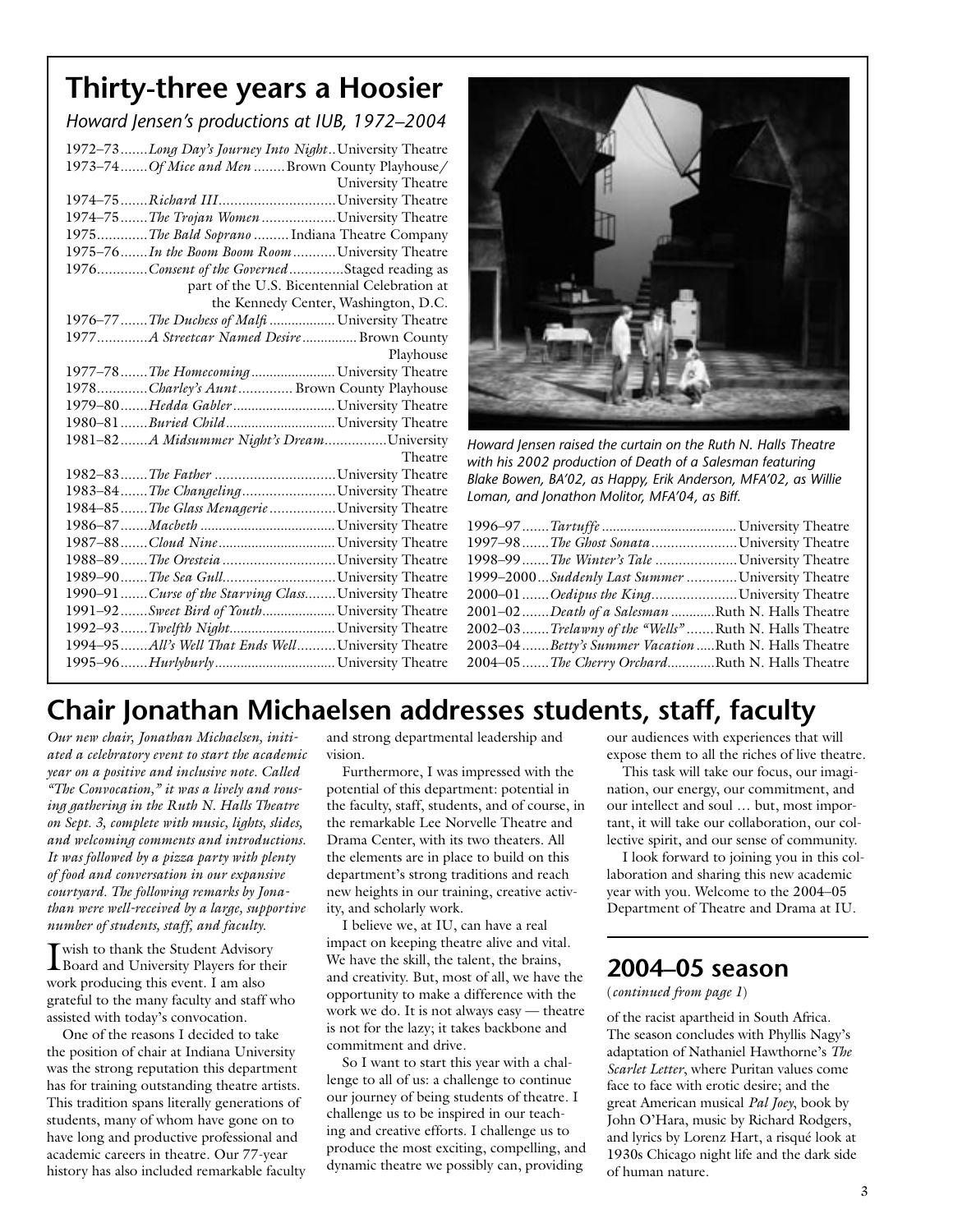## Thirty-three years a Hoosier

*Howard Jensen's productions at IUB, 1972–2004*

| Year | Production | Venue |
|---|---|---|
| 1972–73 | *Long Day's Journey Into Night* | University Theatre |
| 1973–74 | *Of Mice and Men* | Brown County Playhouse/ University Theatre |
| 1974–75 | *Richard III* | University Theatre |
| 1974–75 | *The Trojan Women* | University Theatre |
| 1975 | *The Bald Soprano* | Indiana Theatre Company |
| 1975–76 | *In the Boom Boom Room* | University Theatre |
| 1976 | *Consent of the Governed* | Staged reading as part of the U.S. Bicentennial Celebration at the Kennedy Center, Washington, D.C. |
| 1976–77 | *The Duchess of Malfi* | University Theatre |
| 1977 | *A Streetcar Named Desire* | Brown County Playhouse |
| 1977–78 | *The Homecoming* | University Theatre |
| 1978 | *Charley's Aunt* | Brown County Playhouse |
| 1979–80 | *Hedda Gabler* | University Theatre |
| 1980–81 | *Buried Child* | University Theatre |
| 1981–82 | *A Midsummer Night's Dream* | University Theatre |
| 1982–83 | *The Father* | University Theatre |
| 1983–84 | *The Changeling* | University Theatre |
| 1984–85 | *The Glass Menagerie* | University Theatre |
| 1986–87 | *Macbeth* | University Theatre |
| 1987–88 | *Cloud Nine* | University Theatre |
| 1988–89 | *The Oresteia* | University Theatre |
| 1989–90 | *The Sea Gull* | University Theatre |
| 1990–91 | *Curse of the Starving Class* | University Theatre |
| 1991–92 | *Sweet Bird of Youth* | University Theatre |
| 1992–93 | *Twelfth Night* | University Theatre |
| 1994–95 | *All's Well That Ends Well* | University Theatre |
| 1995–96 | *Hurlyburly* | University Theatre |
| 1996–97 | *Tartuffe* | University Theatre |
| 1997–98 | *The Ghost Sonata* | University Theatre |
| 1998–99 | *The Winter's Tale* | University Theatre |
| 1999–2000 | *Suddenly Last Summer* | University Theatre |
| 2000–01 | *Oedipus the King* | University Theatre |
| 2001–02 | *Death of a Salesman* | Ruth N. Halls Theatre |
| 2002–03 | *Trelawny of the "Wells"* | Ruth N. Halls Theatre |
| 2003–04 | *Betty's Summer Vacation* | Ruth N. Halls Theatre |
| 2004–05 | *The Cherry Orchard* | Ruth N. Halls Theatre |

*Howard Jensen raised the curtain on the Ruth N. Halls Theatre with his 2002 production of Death of a Salesman featuring Blake Bowen, BA'02, as Happy, Erik Anderson, MFA'02, as Willie Loman, and Jonathon Molitor, MFA'04, as Biff.*

## Chair Jonathan Michaelsen addresses students, staff, faculty

*Our new chair, Jonathan Michaelsen, initiated a celebratory event to start the academic year on a positive and inclusive note. Called "The Convocation," it was a lively and rousing gathering in the Ruth N. Halls Theatre on Sept. 3, complete with music, lights, slides, and welcoming comments and introductions. It was followed by a pizza party with plenty of food and conversation in our expansive courtyard. The following remarks by Jonathan were well-received by a large, supportive number of students, staff, and faculty.*

I wish to thank the Student Advisory Board and University Players for their work producing this event. I am also grateful to the many faculty and staff who assisted with today's convocation.

One of the reasons I decided to take the position of chair at Indiana University was the strong reputation this department has for training outstanding theatre artists. This tradition spans literally generations of students, many of whom have gone on to have long and productive professional and academic careers in theatre. Our 77-year history has also included remarkable faculty and strong departmental leadership and vision.

Furthermore, I was impressed with the potential of this department: potential in the faculty, staff, students, and of course, in the remarkable Lee Norvelle Theatre and Drama Center, with its two theaters. All the elements are in place to build on this department's strong traditions and reach new heights in our training, creative activity, and scholarly work.

I believe we, at IU, can have a real impact on keeping theatre alive and vital. We have the skill, the talent, the brains, and creativity. But, most of all, we have the opportunity to make a difference with the work we do. It is not always easy — theatre is not for the lazy; it takes backbone and commitment and drive.

So I want to start this year with a challenge to all of us: a challenge to continue our journey of being students of theatre. I challenge us to be inspired in our teaching and creative efforts. I challenge us to produce the most exciting, compelling, and dynamic theatre we possibly can, providing our audiences with experiences that will expose them to all the riches of live theatre.

This task will take our focus, our imagination, our energy, our commitment, and our intellect and soul … but, most important, it will take our collaboration, our collective spirit, and our sense of community.

I look forward to joining you in this collaboration and sharing this new academic year with you. Welcome to the 2004–05 Department of Theatre and Drama at IU.

## 2004–05 season

(*continued from page 1*)

of the racist apartheid in South Africa. The season concludes with Phyllis Nagy's adaptation of Nathaniel Hawthorne's *The Scarlet Letter*, where Puritan values come face to face with erotic desire; and the great American musical *Pal Joey*, book by John O'Hara, music by Richard Rodgers, and lyrics by Lorenz Hart, a risqué look at 1930s Chicago night life and the dark side of human nature.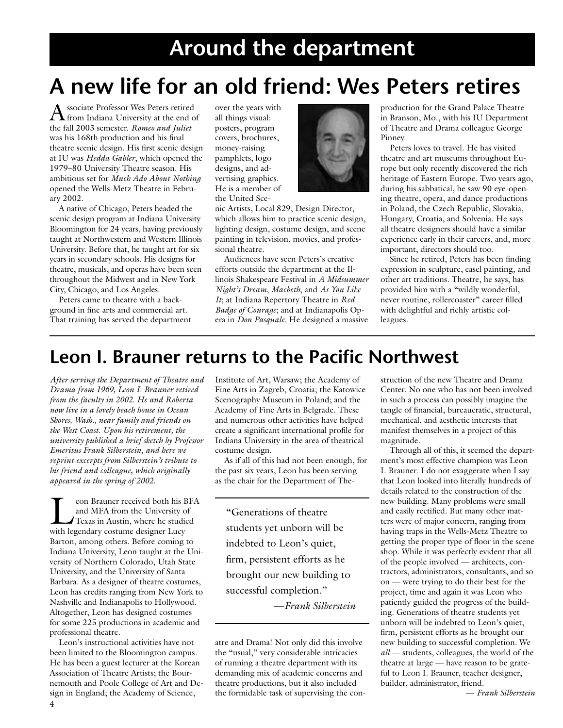# Around the department

## A new life for an old friend: Wes Peters retires

Associate Professor Wes Peters retired from Indiana University at the end of the fall 2003 semester. *Romeo and Juliet* was his 168th production and his final theatre scenic design. His first scenic design at IU was *Hedda Gabler*, which opened the 1979–80 University Theatre season. His ambitious set for *Much Ado About Nothing* opened the Wells-Metz Theatre in February 2002.

A native of Chicago, Peters headed the scenic design program at Indiana University Bloomington for 24 years, having previously taught at Northwestern and Western Illinois University. Before that, he taught art for six years in secondary schools. His designs for theatre, musicals, and operas have been seen throughout the Midwest and in New York City, Chicago, and Los Angeles.

Peters came to theatre with a background in fine arts and commercial art. That training has served the department over the years with all things visual: posters, program covers, brochures, money-raising pamphlets, logo designs, and advertising graphics. He is a member of the United Scenic Artists, Local 829, Design Director, which allows him to practice scenic design, lighting design, costume design, and scene painting in television, movies, and professional theatre.

Audiences have seen Peters's creative efforts outside the department at the Illinois Shakespeare Festival in *A Midsummer Night's Dream*, *Macbeth*, and *As You Like It*; at Indiana Repertory Theatre in *Red Badge of Courage*; and at Indianapolis Opera in *Don Pasquale*. He designed a massive production for the Grand Palace Theatre in Branson, Mo., with his IU Department of Theatre and Drama colleague George Pinney.

Peters loves to travel. He has visited theatre and art museums throughout Europe but only recently discovered the rich heritage of Eastern Europe. Two years ago, during his sabbatical, he saw 90 eye-opening theatre, opera, and dance productions in Poland, the Czech Republic, Slovakia, Hungary, Croatia, and Solvenia. He says all theatre designers should have a similar experience early in their careers, and, more important, directors should too.

Since he retired, Peters has been finding expression in sculpture, easel painting, and other art traditions. Theatre, he says, has provided him with a "wildly wonderful, never routine, rollercoaster" career filled with delightful and richly artistic colleagues.

## Leon I. Brauner returns to the Pacific Northwest

*After serving the Department of Theatre and Drama from 1969, Leon I. Brauner retired from the faculty in 2002. He and Roberta now live in a lovely beach house in Ocean Shores, Wash., near family and friends on the West Coast. Upon his retirement, the university published a brief sketch by Professor Emeritus Frank Silberstein, and here we reprint excerpts from Silberstein's tribute to his friend and colleague, which originally appeared in the spring of 2002.*

Leon Brauner received both his BFA and MFA from the University of Texas in Austin, where he studied with legendary costume designer Lucy Barton, among others. Before coming to Indiana University, Leon taught at the University of Northern Colorado, Utah State University, and the University of Santa Barbara. As a designer of theatre costumes, Leon has credits ranging from New York to Nashville and Indianapolis to Hollywood. Altogether, Leon has designed costumes for some 225 productions in academic and professional theatre.

Leon's instructional activities have not been limited to the Bloomington campus. He has been a guest lecturer at the Korean Association of Theatre Artists; the Bournemouth and Poole College of Art and Design in England; the Academy of Science, Institute of Art, Warsaw; the Academy of Fine Arts in Zagreb, Croatia; the Katowice Scenography Museum in Poland; and the Academy of Fine Arts in Belgrade. These and numerous other activities have helped create a significant international profile for Indiana University in the area of theatrical costume design.

As if all of this had not been enough, for the past six years, Leon has been serving as the chair for the Department of Theatre and Drama! Not only did this involve the "usual," very considerable intricacies of running a theatre department with its demanding mix of academic concerns and theatre productions, but it also included the formidable task of supervising the construction of the new Theatre and Drama Center. No one who has not been involved in such a process can possibly imagine the tangle of financial, bureaucratic, structural, mechanical, and aesthetic interests that manifest themselves in a project of this magnitude.

> "Generations of theatre students yet unborn will be indebted to Leon's quiet, firm, persistent efforts as he brought our new building to successful completion."
>
> —*Frank Silberstein*

Through all of this, it seemed the department's most effective champion was Leon I. Brauner. I do not exaggerate when I say that Leon looked into literally hundreds of details related to the construction of the new building. Many problems were small and easily rectified. But many other matters were of major concern, ranging from having traps in the Wells-Metz Theatre to getting the proper type of floor in the scene shop. While it was perfectly evident that all of the people involved — architects, contractors, administrators, consultants, and so on — were trying to do their best for the project, time and again it was Leon who patiently guided the progress of the building. Generations of theatre students yet unborn will be indebted to Leon's quiet, firm, persistent efforts as he brought our new building to successful completion. We *all* — students, colleagues, the world of the theatre at large — have reason to be grateful to Leon I. Brauner, teacher designer, builder, administrator, friend.

— *Frank Silberstein*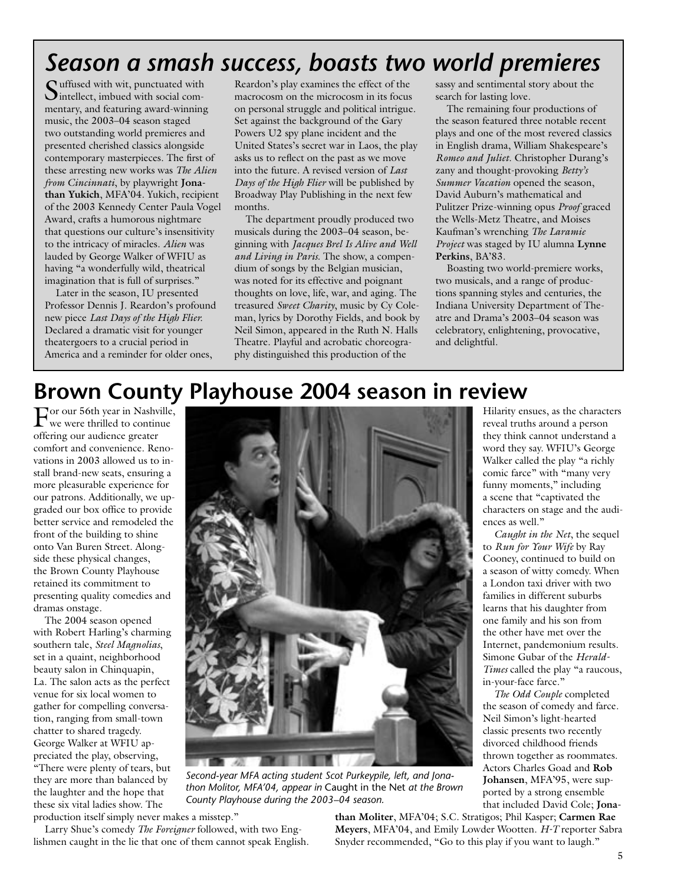# *Season a smash success, boasts two world premieres*

Suffused with wit, punctuated with intellect, imbued with social commentary, and featuring award-winning music, the 2003–04 season staged two outstanding world premieres and presented cherished classics alongside contemporary masterpieces. The first of these arresting new works was *The Alien from Cincinnati*, by playwright **Jonathan Yukich**, MFA'04. Yukich, recipient of the 2003 Kennedy Center Paula Vogel Award, crafts a humorous nightmare that questions our culture's insensitivity to the intricacy of miracles. *Alien* was lauded by George Walker of WFIU as having "a wonderfully wild, theatrical imagination that is full of surprises."

Later in the season, IU presented Professor Dennis J. Reardon's profound new piece *Last Days of the High Flier.* Declared a dramatic visit for younger theatergoers to a crucial period in America and a reminder for older ones, Reardon's play examines the effect of the macrocosm on the microcosm in its focus on personal struggle and political intrigue. Set against the background of the Gary Powers U2 spy plane incident and the United States's secret war in Laos, the play asks us to reflect on the past as we move into the future. A revised version of *Last Days of the High Flier* will be published by Broadway Play Publishing in the next few months.

The department proudly produced two musicals during the 2003–04 season, beginning with *Jacques Brel Is Alive and Well and Living in Paris.* The show, a compendium of songs by the Belgian musician, was noted for its effective and poignant thoughts on love, life, war, and aging. The treasured *Sweet Charity*, music by Cy Coleman, lyrics by Dorothy Fields, and book by Neil Simon, appeared in the Ruth N. Halls Theatre. Playful and acrobatic choreography distinguished this production of the sassy and sentimental story about the search for lasting love.

The remaining four productions of the season featured three notable recent plays and one of the most revered classics in English drama, William Shakespeare's *Romeo and Juliet*. Christopher Durang's zany and thought-provoking *Betty's Summer Vacation* opened the season, David Auburn's mathematical and Pulitzer Prize-winning opus *Proof* graced the Wells-Metz Theatre, and Moises Kaufman's wrenching *The Laramie Project* was staged by IU alumna **Lynne Perkins**, BA'83.

Boasting two world-premiere works, two musicals, and a range of productions spanning styles and centuries, the Indiana University Department of Theatre and Drama's 2003–04 season was celebratory, enlightening, provocative, and delightful.

# Brown County Playhouse 2004 season in review

For our 56th year in Nashville, we were thrilled to continue offering our audience greater comfort and convenience. Renovations in 2003 allowed us to install brand-new seats, ensuring a more pleasurable experience for our patrons. Additionally, we upgraded our box office to provide better service and remodeled the front of the building to shine onto Van Buren Street. Alongside these physical changes, the Brown County Playhouse retained its commitment to presenting quality comedies and dramas onstage.

The 2004 season opened with Robert Harling's charming southern tale, *Steel Magnolias*, set in a quaint, neighborhood beauty salon in Chinquapin, La. The salon acts as the perfect venue for six local women to gather for compelling conversation, ranging from small-town chatter to shared tragedy. George Walker at WFIU appreciated the play, observing, "There were plenty of tears, but they are more than balanced by the laughter and the hope that these six vital ladies show. The production itself simply never makes a misstep."

Larry Shue's comedy *The Foreigner* followed, with two Englishmen caught in the lie that one of them cannot speak English. Hilarity ensues, as the characters reveal truths around a person they think cannot understand a word they say. WFIU's George Walker called the play "a richly comic farce" with "many very funny moments," including a scene that "captivated the characters on stage and the audiences as well."

*Second-year MFA acting student Scot Purkeypile, left, and Jonathon Molitor, MFA'04, appear in* Caught in the Net *at the Brown County Playhouse during the 2003–04 season.*

*Caught in the Net*, the sequel to *Run for Your Wife* by Ray Cooney, continued to build on a season of witty comedy. When a London taxi driver with two families in different suburbs learns that his daughter from one family and his son from the other have met over the Internet, pandemonium results. Simone Gubar of the *Herald-Times* called the play "a raucous, in-your-face farce."

*The Odd Couple* completed the season of comedy and farce. Neil Simon's light-hearted classic presents two recently divorced childhood friends thrown together as roommates. Actors Charles Goad and **Rob Johansen**, MFA'95, were supported by a strong ensemble that included David Cole; **Jonathan Moliter**, MFA'04; S.C. Stratigos; Phil Kasper; **Carmen Rae Meyers**, MFA'04, and Emily Lowder Wootten. *H-T* reporter Sabra Snyder recommended, "Go to this play if you want to laugh."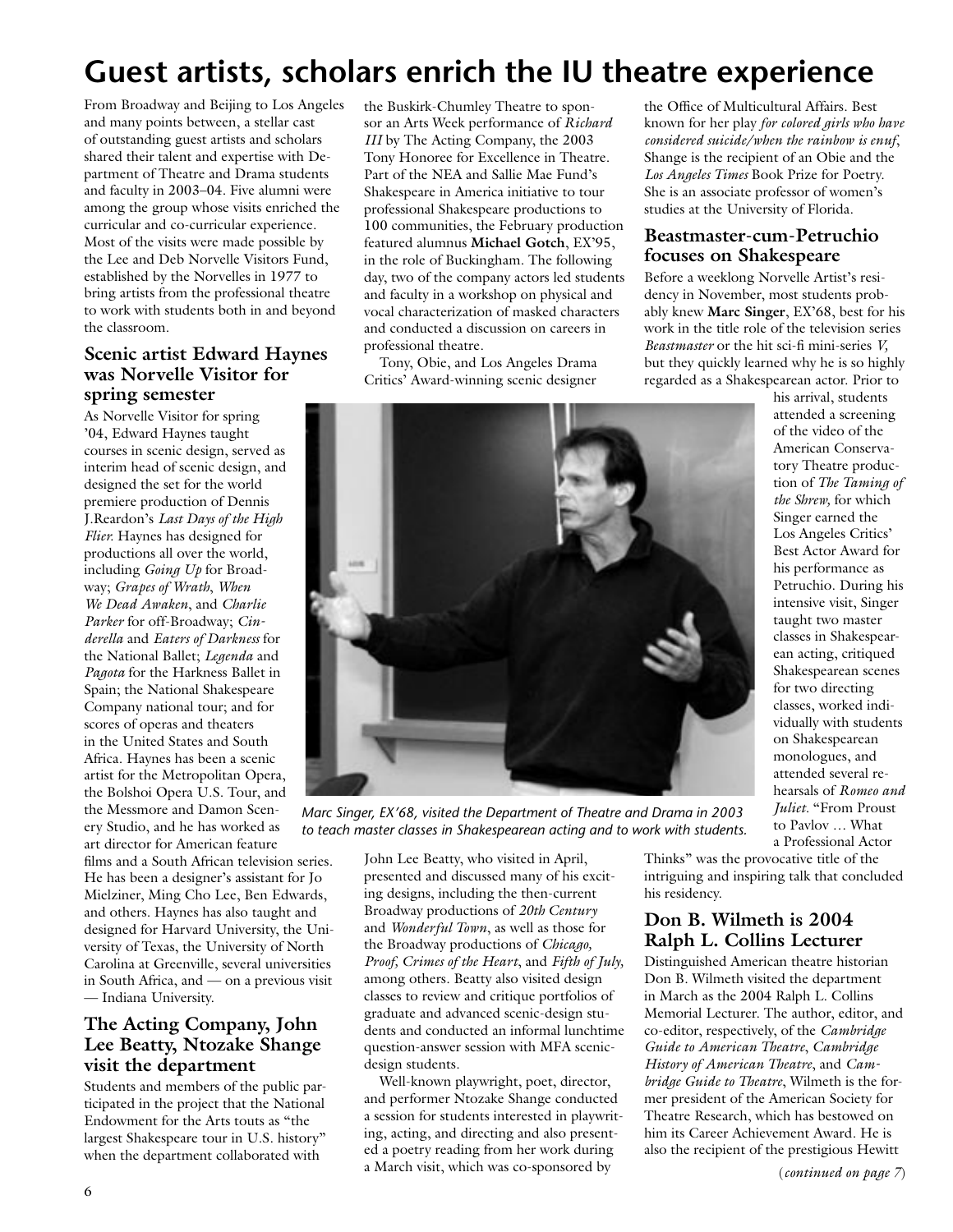# Guest artists, scholars enrich the IU theatre experience

From Broadway and Beijing to Los Angeles and many points between, a stellar cast of outstanding guest artists and scholars shared their talent and expertise with Department of Theatre and Drama students and faculty in 2003–04. Five alumni were among the group whose visits enriched the curricular and co-curricular experience. Most of the visits were made possible by the Lee and Deb Norvelle Visitors Fund, established by the Norvelles in 1977 to bring artists from the professional theatre to work with students both in and beyond the classroom.

## Scenic artist Edward Haynes was Norvelle Visitor for spring semester

As Norvelle Visitor for spring '04, Edward Haynes taught courses in scenic design, served as interim head of scenic design, and designed the set for the world premiere production of Dennis J.Reardon's *Last Days of the High Flier.* Haynes has designed for productions all over the world, including *Going Up* for Broadway; *Grapes of Wrath*, *When We Dead Awaken*, and *Charlie Parker* for off-Broadway; *Cinderella* and *Eaters of Darkness* for the National Ballet; *Legenda* and *Pagota* for the Harkness Ballet in Spain; the National Shakespeare Company national tour; and for scores of operas and theaters in the United States and South Africa. Haynes has been a scenic artist for the Metropolitan Opera, the Bolshoi Opera U.S. Tour, and the Messmore and Damon Scenery Studio, and he has worked as art director for American feature films and a South African television series. He has been a designer's assistant for Jo Mielziner, Ming Cho Lee, Ben Edwards, and others. Haynes has also taught and designed for Harvard University, the University of Texas, the University of North Carolina at Greenville, several universities in South Africa, and — on a previous visit — Indiana University.

## The Acting Company, John Lee Beatty, Ntozake Shange visit the department

Students and members of the public participated in the project that the National Endowment for the Arts touts as "the largest Shakespeare tour in U.S. history" when the department collaborated with the Buskirk-Chumley Theatre to sponsor an Arts Week performance of *Richard III* by The Acting Company, the 2003 Tony Honoree for Excellence in Theatre. Part of the NEA and Sallie Mae Fund's Shakespeare in America initiative to tour professional Shakespeare productions to 100 communities, the February production featured alumnus **Michael Gotch**, EX'95, in the role of Buckingham. The following day, two of the company actors led students and faculty in a workshop on physical and vocal characterization of masked characters and conducted a discussion on careers in professional theatre.

Tony, Obie, and Los Angeles Drama Critics' Award-winning scenic designer John Lee Beatty, who visited in April, presented and discussed many of his exciting designs, including the then-current Broadway productions of *20th Century* and *Wonderful Town*, as well as those for the Broadway productions of *Chicago, Proof, Crimes of the Heart*, and *Fifth of July,* among others. Beatty also visited design classes to review and critique portfolios of graduate and advanced scenic-design students and conducted an informal lunchtime question-answer session with MFA scenic-design students.

Well-known playwright, poet, director, and performer Ntozake Shange conducted a session for students interested in playwriting, acting, and directing and also presented a poetry reading from her work during a March visit, which was co-sponsored by the Office of Multicultural Affairs. Best known for her play *for colored girls who have considered suicide/when the rainbow is enuf*, Shange is the recipient of an Obie and the *Los Angeles Times* Book Prize for Poetry. She is an associate professor of women's studies at the University of Florida.

*Marc Singer, EX'68, visited the Department of Theatre and Drama in 2003 to teach master classes in Shakespearean acting and to work with students.*

## Beastmaster-cum-Petruchio focuses on Shakespeare

Before a weeklong Norvelle Artist's residency in November, most students probably knew **Marc Singer**, EX'68, best for his work in the title role of the television series *Beastmaster* or the hit sci-fi mini-series *V,* but they quickly learned why he is so highly regarded as a Shakespearean actor. Prior to his arrival, students attended a screening of the video of the American Conservatory Theatre production of *The Taming of the Shrew,* for which Singer earned the Los Angeles Critics' Best Actor Award for his performance as Petruchio. During his intensive visit, Singer taught two master classes in Shakespearean acting, critiqued Shakespearean scenes for two directing classes, worked individually with students on Shakespearean monologues, and attended several rehearsals of *Romeo and Juliet.* "From Proust to Pavlov … What a Professional Actor Thinks" was the provocative title of the intriguing and inspiring talk that concluded his residency.

## Don B. Wilmeth is 2004 Ralph L. Collins Lecturer

Distinguished American theatre historian Don B. Wilmeth visited the department in March as the 2004 Ralph L. Collins Memorial Lecturer. The author, editor, and co-editor, respectively, of the *Cambridge Guide to American Theatre*, *Cambridge History of American Theatre*, and *Cambridge Guide to Theatre*, Wilmeth is the former president of the American Society for Theatre Research, which has bestowed on him its Career Achievement Award. He is also the recipient of the prestigious Hewitt

(*continued on page 7*)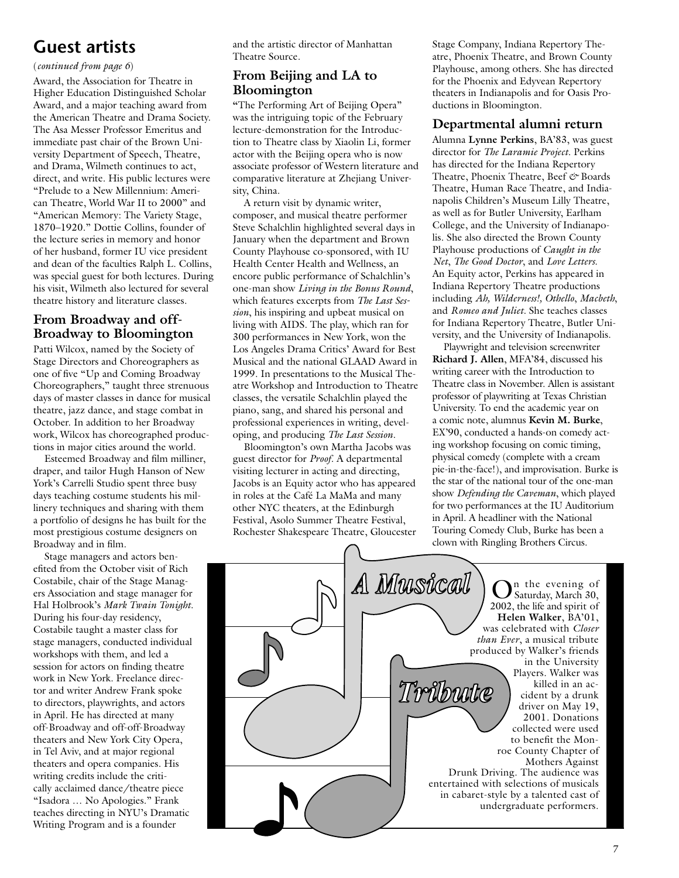# Guest artists

(*continued from page 6*)

Award, the Association for Theatre in Higher Education Distinguished Scholar Award, and a major teaching award from the American Theatre and Drama Society. The Asa Messer Professor Emeritus and immediate past chair of the Brown University Department of Speech, Theatre, and Drama, Wilmeth continues to act, direct, and write. His public lectures were "Prelude to a New Millennium: American Theatre, World War II to 2000" and "American Memory: The Variety Stage, 1870–1920." Dottie Collins, founder of the lecture series in memory and honor of her husband, former IU vice president and dean of the faculties Ralph L. Collins, was special guest for both lectures. During his visit, Wilmeth also lectured for several theatre history and literature classes.

## From Broadway and off-Broadway to Bloomington

Patti Wilcox, named by the Society of Stage Directors and Choreographers as one of five "Up and Coming Broadway Choreographers," taught three strenuous days of master classes in dance for musical theatre, jazz dance, and stage combat in October. In addition to her Broadway work, Wilcox has choreographed productions in major cities around the world.

Esteemed Broadway and film milliner, draper, and tailor Hugh Hanson of New York's Carrelli Studio spent three busy days teaching costume students his millinery techniques and sharing with them a portfolio of designs he has built for the most prestigious costume designers on Broadway and in film.

Stage managers and actors benefited from the October visit of Rich Costabile, chair of the Stage Managers Association and stage manager for Hal Holbrook's *Mark Twain Tonight*. During his four-day residency, Costabile taught a master class for stage managers, conducted individual workshops with them, and led a session for actors on finding theatre work in New York. Freelance director and writer Andrew Frank spoke to directors, playwrights, and actors in April. He has directed at many off-Broadway and off-off-Broadway theaters and New York City Opera, in Tel Aviv, and at major regional theaters and opera companies. His writing credits include the critically acclaimed dance/theatre piece "Isadora … No Apologies." Frank teaches directing in NYU's Dramatic Writing Program and is a founder and the artistic director of Manhattan Theatre Source.

## From Beijing and LA to Bloomington

"The Performing Art of Beijing Opera" was the intriguing topic of the February lecture-demonstration for the Introduction to Theatre class by Xiaolin Li, former actor with the Beijing opera who is now associate professor of Western literature and comparative literature at Zhejiang University, China.

A return visit by dynamic writer, composer, and musical theatre performer Steve Schalchlin highlighted several days in January when the department and Brown County Playhouse co-sponsored, with IU Health Center Health and Wellness, an encore public performance of Schalchlin's one-man show *Living in the Bonus Round*, which features excerpts from *The Last Session*, his inspiring and upbeat musical on living with AIDS. The play, which ran for 300 performances in New York, won the Los Angeles Drama Critics' Award for Best Musical and the national GLAAD Award in 1999. In presentations to the Musical Theatre Workshop and Introduction to Theatre classes, the versatile Schalchlin played the piano, sang, and shared his personal and professional experiences in writing, developing, and producing *The Last Session*.

Bloomington's own Martha Jacobs was guest director for *Proof*. A departmental visiting lecturer in acting and directing, Jacobs is an Equity actor who has appeared in roles at the Café La MaMa and many other NYC theaters, at the Edinburgh Festival, Asolo Summer Theatre Festival, Rochester Shakespeare Theatre, Gloucester Stage Company, Indiana Repertory Theatre, Phoenix Theatre, and Brown County Playhouse, among others. She has directed for the Phoenix and Edyvean Repertory theaters in Indianapolis and for Oasis Productions in Bloomington.

## Departmental alumni return

Alumna **Lynne Perkins**, BA'83, was guest director for *The Laramie Project*. Perkins has directed for the Indiana Repertory Theatre, Phoenix Theatre, Beef & Boards Theatre, Human Race Theatre, and Indianapolis Children's Museum Lilly Theatre, as well as for Butler University, Earlham College, and the University of Indianapolis. She also directed the Brown County Playhouse productions of *Caught in the Net*, *The Good Doctor*, and *Love Letters*. An Equity actor, Perkins has appeared in Indiana Repertory Theatre productions including *Ah, Wilderness!*, *Othello*, *Macbeth*, and *Romeo and Juliet*. She teaches classes for Indiana Repertory Theatre, Butler University, and the University of Indianapolis.

Playwright and television screenwriter **Richard J. Allen**, MFA'84, discussed his writing career with the Introduction to Theatre class in November. Allen is assistant professor of playwriting at Texas Christian University. To end the academic year on a comic note, alumnus **Kevin M. Burke**, EX'90, conducted a hands-on comedy acting workshop focusing on comic timing, physical comedy (complete with a cream pie-in-the-face!), and improvisation. Burke is the star of the national tour of the one-man show *Defending the Caveman*, which played for two performances at the IU Auditorium in April. A headliner with the National Touring Comedy Club, Burke has been a clown with Ringling Brothers Circus.

## A Musical Tribute

On the evening of Saturday, March 30, 2002, the life and spirit of **Helen Walker**, BA'01, was celebrated with *Closer than Ever*, a musical tribute produced by Walker's friends in the University Players. Walker was killed in an accident by a drunk driver on May 19, 2001. Donations collected were used to benefit the Monroe County Chapter of Mothers Against Drunk Driving. The audience was entertained with selections of musicals in cabaret-style by a talented cast of undergraduate performers.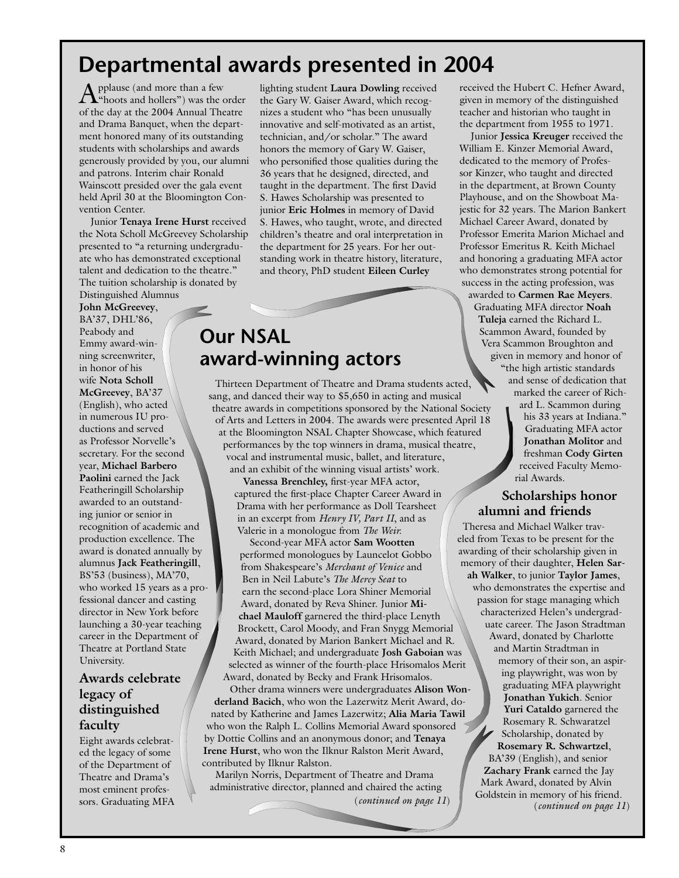# Departmental awards presented in 2004

Applause (and more than a few "hoots and hollers") was the order of the day at the 2004 Annual Theatre and Drama Banquet, when the department honored many of its outstanding students with scholarships and awards generously provided by you, our alumni and patrons. Interim chair Ronald Wainscott presided over the gala event held April 30 at the Bloomington Convention Center.

Junior **Tenaya Irene Hurst** received the Nota Scholl McGreevey Scholarship presented to "a returning undergraduate who has demonstrated exceptional talent and dedication to the theatre." The tuition scholarship is donated by Distinguished Alumnus **John McGreevey**, BA'37, DHL'86, Peabody and Emmy award-winning screenwriter, in honor of his wife **Nota Scholl McGreevey**, BA'37 (English), who acted in numerous IU productions and served as Professor Norvelle's secretary. For the second year, **Michael Barbero Paolini** earned the Jack Featheringill Scholarship awarded to an outstanding junior or senior in recognition of academic and production excellence. The award is donated annually by alumnus **Jack Featheringill**, BS'53 (business), MA'70, who worked 15 years as a professional dancer and casting director in New York before launching a 30-year teaching career in the Department of Theatre at Portland State University.

### Awards celebrate legacy of distinguished faculty

Eight awards celebrated the legacy of some of the Department of Theatre and Drama's most eminent professors. Graduating MFA lighting student **Laura Dowling** received the Gary W. Gaiser Award, which recognizes a student who "has been unusually innovative and self-motivated as an artist, technician, and/or scholar." The award honors the memory of Gary W. Gaiser, who personified those qualities during the 36 years that he designed, directed, and taught in the department. The first David S. Hawes Scholarship was presented to junior **Eric Holmes** in memory of David S. Hawes, who taught, wrote, and directed children's theatre and oral interpretation in the department for 25 years. For her outstanding work in theatre history, literature, and theory, PhD student **Eileen Curley** received the Hubert C. Hefner Award, given in memory of the distinguished teacher and historian who taught in the department from 1955 to 1971.

Junior **Jessica Kreuger** received the William E. Kinzer Memorial Award, dedicated to the memory of Professor Kinzer, who taught and directed in the department, at Brown County Playhouse, and on the Showboat Majestic for 32 years. The Marion Bankert Michael Career Award, donated by Professor Emerita Marion Michael and Professor Emeritus R. Keith Michael and honoring a graduating MFA actor who demonstrates strong potential for success in the acting profession, was awarded to **Carmen Rae Meyers**. Graduating MFA director **Noah Tuleja** earned the Richard L. Scammon Award, founded by Vera Scammon Broughton and given in memory and honor of "the high artistic standards and sense of dedication that marked the career of Richard L. Scammon during his 33 years at Indiana." Graduating MFA actor **Jonathan Molitor** and freshman **Cody Girten** received Faculty Memorial Awards.

### Scholarships honor alumni and friends

Theresa and Michael Walker traveled from Texas to be present for the awarding of their scholarship given in memory of their daughter, **Helen Sarah Walker**, to junior **Taylor James**, who demonstrates the expertise and passion for stage managing which characterized Helen's undergraduate career. The Jason Stradtman Award, donated by Charlotte and Martin Stradtman in memory of their son, an aspiring playwright, was won by graduating MFA playwright **Jonathan Yukich**. Senior **Yuri Cataldo** garnered the Rosemary R. Schwaratzel Scholarship, donated by **Rosemary R. Schwartzel**, BA'39 (English), and senior **Zachary Frank** earned the Jay Mark Award, donated by Alvin Goldstein in memory of his friend.

(*continued on page 11*)

## Our NSAL award-winning actors

Thirteen Department of Theatre and Drama students acted, sang, and danced their way to $5,650 in acting and musical theatre awards in competitions sponsored by the National Society of Arts and Letters in 2004. The awards were presented April 18 at the Bloomington NSAL Chapter Showcase, which featured performances by the top winners in drama, musical theatre, vocal and instrumental music, ballet, and literature, and an exhibit of the winning visual artists' work.

**Vanessa Brenchley,** first-year MFA actor, captured the first-place Chapter Career Award in Drama with her performance as Doll Tearsheet in an excerpt from *Henry IV, Part II*, and as Valerie in a monologue from *The Weir*.

Second-year MFA actor **Sam Wootten** performed monologues by Launcelot Gobbo from Shakespeare's *Merchant of Venice* and Ben in Neil Labute's *The Mercy Seat* to earn the second-place Lora Shiner Memorial Award, donated by Reva Shiner. Junior **Michael Mauloff** garnered the third-place Lenyth Brockett, Carol Moody, and Fran Snygg Memorial Award, donated by Marion Bankert Michael and R. Keith Michael; and undergraduate **Josh Gaboian** was selected as winner of the fourth-place Hrisomalos Merit Award, donated by Becky and Frank Hrisomalos.

Other drama winners were undergraduates **Alison Wonderland Bacich**, who won the Lazerwitz Merit Award, donated by Katherine and James Lazerwitz; **Alia Maria Tawil** who won the Ralph L. Collins Memorial Award sponsored by Dottie Collins and an anonymous donor; and **Tenaya Irene Hurst**, who won the Ilknur Ralston Merit Award, contributed by Ilknur Ralston.

Marilyn Norris, Department of Theatre and Drama administrative director, planned and chaired the acting

(*continued on page 11*)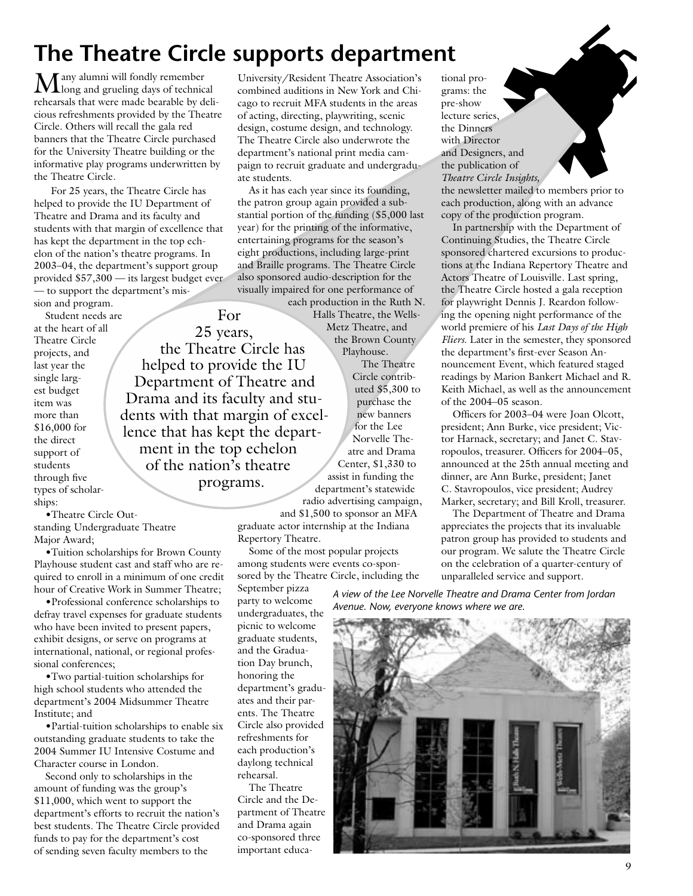# The Theatre Circle supports department

Many alumni will fondly remember long and grueling days of technical rehearsals that were made bearable by delicious refreshments provided by the Theatre Circle. Others will recall the gala red banners that the Theatre Circle purchased for the University Theatre building or the informative play programs underwritten by the Theatre Circle.

For 25 years, the Theatre Circle has helped to provide the IU Department of Theatre and Drama and its faculty and students with that margin of excellence that has kept the department in the top echelon of the nation's theatre programs. In 2003–04, the department's support group provided $57,300 — its largest budget ever — to support the department's mission and program.

Student needs are at the heart of all Theatre Circle projects, and last year the single largest budget item was more than $16,000 for the direct support of students through five types of scholarships:

- Theatre Circle Outstanding Undergraduate Theatre Major Award;
- Tuition scholarships for Brown County Playhouse student cast and staff who are required to enroll in a minimum of one credit hour of Creative Work in Summer Theatre;
- Professional conference scholarships to defray travel expenses for graduate students who have been invited to present papers, exhibit designs, or serve on programs at international, national, or regional professional conferences;
- Two partial-tuition scholarships for high school students who attended the department's 2004 Midsummer Theatre Institute; and
- Partial-tuition scholarships to enable six outstanding graduate students to take the 2004 Summer IU Intensive Costume and Character course in London.

Second only to scholarships in the amount of funding was the group's $11,000, which went to support the department's efforts to recruit the nation's best students. The Theatre Circle provided funds to pay for the department's cost of sending seven faculty members to the University/Resident Theatre Association's combined auditions in New York and Chicago to recruit MFA students in the areas of acting, directing, playwriting, scenic design, costume design, and technology. The Theatre Circle also underwrote the department's national print media campaign to recruit graduate and undergraduate students.

As it has each year since its founding, the patron group again provided a substantial portion of the funding ($5,000 last year) for the printing of the informative, entertaining programs for the season's eight productions, including large-print and Braille programs. The Theatre Circle also sponsored audio-description for the visually impaired for one performance of each production in the Ruth N. Halls Theatre, the Wells-Metz Theatre, and the Brown County Playhouse.

> For 25 years, the Theatre Circle has helped to provide the IU Department of Theatre and Drama and its faculty and students with that margin of excellence that has kept the department in the top echelon of the nation's theatre programs.

The Theatre Circle contributed $5,300 to purchase the new banners for the Lee Norvelle Theatre and Drama Center, $1,330 to assist in funding the department's statewide radio advertising campaign, and $1,500 to sponsor an MFA graduate actor internship at the Indiana Repertory Theatre.

Some of the most popular projects among students were events co-sponsored by the Theatre Circle, including the September pizza party to welcome undergraduates, the picnic to welcome graduate students, and the Graduation Day brunch, honoring the department's graduates and their parents. The Theatre Circle also provided refreshments for each production's daylong technical rehearsal.

The Theatre Circle and the Department of Theatre and Drama again co-sponsored three important educational programs: the pre-show lecture series, the Dinners with Director and Designers, and the publication of *Theatre Circle Insights*, the newsletter mailed to members prior to each production, along with an advance copy of the production program.

In partnership with the Department of Continuing Studies, the Theatre Circle sponsored chartered excursions to productions at the Indiana Repertory Theatre and Actors Theatre of Louisville. Last spring, the Theatre Circle hosted a gala reception for playwright Dennis J. Reardon following the opening night performance of the world premiere of his *Last Days of the High Fliers*. Later in the semester, they sponsored the department's first-ever Season Announcement Event, which featured staged readings by Marion Bankert Michael and R. Keith Michael, as well as the announcement of the 2004–05 season.

Officers for 2003–04 were Joan Olcott, president; Ann Burke, vice president; Victor Harnack, secretary; and Janet C. Stavropoulos, treasurer. Officers for 2004–05, announced at the 25th annual meeting and dinner, are Ann Burke, president; Janet C. Stavropoulos, vice president; Audrey Marker, secretary; and Bill Kroll, treasurer.

The Department of Theatre and Drama appreciates the projects that its invaluable patron group has provided to students and our program. We salute the Theatre Circle on the celebration of a quarter-century of unparalleled service and support.

*A view of the Lee Norvelle Theatre and Drama Center from Jordan Avenue. Now, everyone knows where we are.*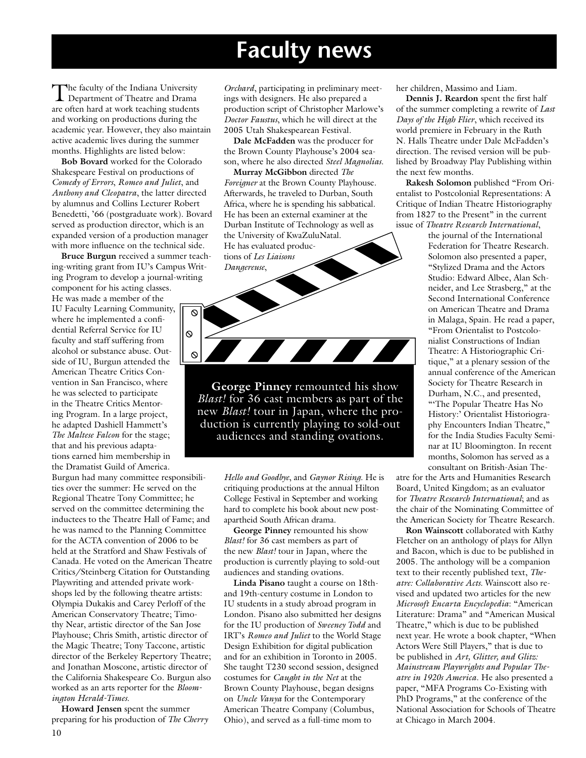# Faculty news

The faculty of the Indiana University Department of Theatre and Drama are often hard at work teaching students and working on productions during the academic year. However, they also maintain active academic lives during the summer months. Highlights are listed below:

**Bob Bovard** worked for the Colorado Shakespeare Festival on productions of *Comedy of Errors*, *Romeo and Juliet*, and *Anthony and Cleopatra*, the latter directed by alumnus and Collins Lecturer Robert Benedetti, '66 (postgraduate work). Bovard served as production director, which is an expanded version of a production manager with more influence on the technical side.

**Bruce Burgun** received a summer teaching-writing grant from IU's Campus Writing Program to develop a journal-writing component for his acting classes. He was made a member of the IU Faculty Learning Community, where he implemented a confidential Referral Service for IU faculty and staff suffering from alcohol or substance abuse. Outside of IU, Burgun attended the American Theatre Critics Convention in San Francisco, where he was selected to participate in the Theatre Critics Mentoring Program. In a large project, he adapted Dashiell Hammett's *The Maltese Falcon* for the stage; that and his previous adaptations earned him membership in the Dramatist Guild of America. Burgun had many committee responsibilities over the summer: He served on the Regional Theatre Tony Committee; he served on the committee determining the inductees to the Theatre Hall of Fame; and he was named to the Planning Committee for the ACTA convention of 2006 to be held at the Stratford and Shaw Festivals of Canada. He voted on the American Theatre Critics/Steinberg Citation for Outstanding Playwriting and attended private workshops led by the following theatre artists: Olympia Dukakis and Carey Perloff of the American Conservatory Theatre; Timothy Near, artistic director of the San Jose Playhouse; Chris Smith, artistic director of the Magic Theatre; Tony Taccone, artistic director of the Berkeley Repertory Theatre; and Jonathan Moscone, artistic director of the California Shakespeare Co. Burgun also worked as an arts reporter for the *Bloomington Herald-Times*.

**Howard Jensen** spent the summer preparing for his production of *The Cherry Orchard*, participating in preliminary meetings with designers. He also prepared a production script of Christopher Marlowe's *Doctor Faustus*, which he will direct at the 2005 Utah Shakespearean Festival.

**Dale McFadden** was the producer for the Brown County Playhouse's 2004 season, where he also directed *Steel Magnolias*.

**Murray McGibbon** directed *The Foreigner* at the Brown County Playhouse. Afterwards, he traveled to Durban, South Africa, where he is spending his sabbatical. He has been an external examiner at the Durban Institute of Technology as well as the University of KwaZuluNatal. He has evaluated productions of *Les Liaisons Dangereuse*, *Hello and Goodbye*, and *Gaynor Rising*. He is critiquing productions at the annual Hilton College Festival in September and working hard to complete his book about new post-apartheid South African drama.

**George Pinney** remounted his show *Blast!* for 36 cast members as part of the new *Blast!* tour in Japan, where the production is currently playing to sold-out audiences and standing ovations.

**Linda Pisano** taught a course on 18th- and 19th-century costume in London to IU students in a study abroad program in London. Pisano also submitted her designs for the IU production of *Sweeney Todd* and IRT's *Romeo and Juliet* to the World Stage Design Exhibition for digital publication and for an exhibition in Toronto in 2005. She taught T230 second session, designed costumes for *Caught in the Net* at the Brown County Playhouse, began designs on *Uncle Vanya* for the Contemporary American Theatre Company (Columbus, Ohio), and served as a full-time mom to her children, Massimo and Liam.

**Dennis J. Reardon** spent the first half of the summer completing a rewrite of *Last Days of the High Flier*, which received its world premiere in February in the Ruth N. Halls Theatre under Dale McFadden's direction. The revised version will be published by Broadway Play Publishing within the next few months.

**Rakesh Solomon** published "From Orientalist to Postcolonial Representations: A Critique of Indian Theatre Historiography from 1827 to the Present" in the current issue of *Theatre Research International*, the journal of the International Federation for Theatre Research. Solomon also presented a paper, "Stylized Drama and the Actors Studio: Edward Albee, Alan Schneider, and Lee Strasberg," at the Second International Conference on American Theatre and Drama in Malaga, Spain. He read a paper, "From Orientalist to Postcolonialist Constructions of Indian Theatre: A Historiographic Critique," at a plenary session of the annual conference of the American Society for Theatre Research in Durham, N.C., and presented, "'The Popular Theatre Has No History:' Orientalist Historiography Encounters Indian Theatre," for the India Studies Faculty Seminar at IU Bloomington. In recent months, Solomon has served as a consultant on British-Asian Theatre for the Arts and Humanities Research Board, United Kingdom; as an evaluator for *Theatre Research International*; and as the chair of the Nominating Committee of the American Society for Theatre Research.

**Ron Wainscott** collaborated with Kathy Fletcher on an anthology of plays for Allyn and Bacon, which is due to be published in 2005. The anthology will be a companion text to their recently published text, *Theatre: Collaborative Acts*. Wainscott also revised and updated two articles for the new *Microsoft Encarta Encyclopedia*: "American Literature: Drama" and "American Musical Theatre," which is due to be published next year. He wrote a book chapter, "When Actors Were Still Players," that is due to be published in *Art, Glitter, and Glitz: Mainstream Playwrights and Popular Theatre in 1920s America*. He also presented a paper, "MFA Programs Co-Existing with PhD Programs," at the conference of the National Association for Schools of Theatre at Chicago in March 2004.

**George Pinney** remounted his show *Blast!* for 36 cast members as part of the new *Blast!* tour in Japan, where the production is currently playing to sold-out audiences and standing ovations.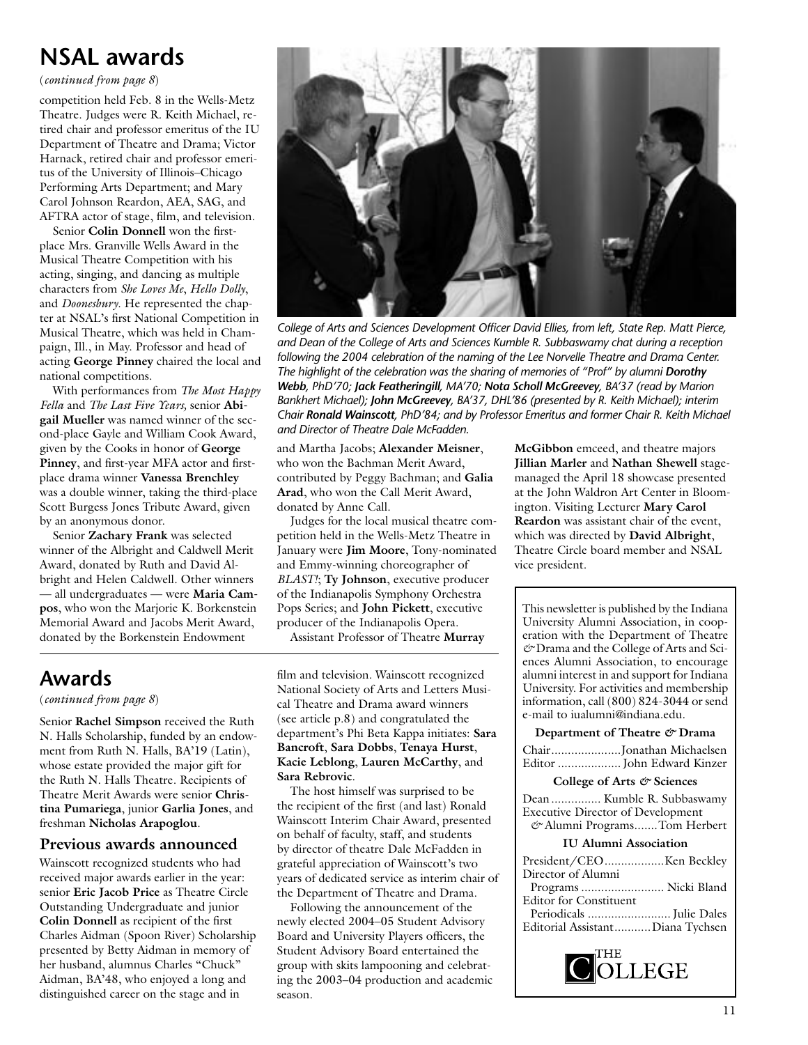## NSAL awards

(*continued from page 8*)

competition held Feb. 8 in the Wells-Metz Theatre. Judges were R. Keith Michael, retired chair and professor emeritus of the IU Department of Theatre and Drama; Victor Harnack, retired chair and professor emeritus of the University of Illinois–Chicago Performing Arts Department; and Mary Carol Johnson Reardon, AEA, SAG, and AFTRA actor of stage, film, and television.

Senior **Colin Donnell** won the first-place Mrs. Granville Wells Award in the Musical Theatre Competition with his acting, singing, and dancing as multiple characters from *She Loves Me*, *Hello Dolly*, and *Doonesbury*. He represented the chapter at NSAL's first National Competition in Musical Theatre, which was held in Champaign, Ill., in May. Professor and head of acting **George Pinney** chaired the local and national competitions.

With performances from *The Most Happy Fella* and *The Last Five Years*, senior **Abigail Mueller** was named winner of the second-place Gayle and William Cook Award, given by the Cooks in honor of **George Pinney**, and first-year MFA actor and first-place drama winner **Vanessa Brenchley** was a double winner, taking the third-place Scott Burgess Jones Tribute Award, given by an anonymous donor.

Senior **Zachary Frank** was selected winner of the Albright and Caldwell Merit Award, donated by Ruth and David Albright and Helen Caldwell. Other winners — all undergraduates — were **Maria Campos**, who won the Marjorie K. Borkenstein Memorial Award and Jacobs Merit Award, donated by the Borkenstein Endowment and Martha Jacobs; **Alexander Meisner**, who won the Bachman Merit Award, contributed by Peggy Bachman; and **Galia Arad**, who won the Call Merit Award, donated by Anne Call.

Judges for the local musical theatre competition held in the Wells-Metz Theatre in January were **Jim Moore**, Tony-nominated and Emmy-winning choreographer of *BLAST!*; **Ty Johnson**, executive producer of the Indianapolis Symphony Orchestra Pops Series; and **John Pickett**, executive producer of the Indianapolis Opera.

Assistant Professor of Theatre **Murray McGibbon** emceed, and theatre majors **Jillian Marler** and **Nathan Shewell** stage-managed the April 18 showcase presented at the John Waldron Art Center in Bloomington. Visiting Lecturer **Mary Carol Reardon** was assistant chair of the event, which was directed by **David Albright**, Theatre Circle board member and NSAL vice president.

*College of Arts and Sciences Development Officer David Ellies, from left, State Rep. Matt Pierce, and Dean of the College of Arts and Sciences Kumble R. Subbaswamy chat during a reception following the 2004 celebration of the naming of the Lee Norvelle Theatre and Drama Center. The highlight of the celebration was the sharing of memories of "Prof" by alumni* ***Dorothy Webb****, PhD'70;* ***Jack Featheringill****, MA'70;* ***Nota Scholl McGreevey****, BA'37 (read by Marion Bankhert Michael);* ***John McGreevey****, BA'37, DHL'86 (presented by R. Keith Michael); interim Chair* ***Ronald Wainscott****, PhD'84; and by Professor Emeritus and former Chair R. Keith Michael and Director of Theatre Dale McFadden.*

## Awards

(*continued from page 8*)

Senior **Rachel Simpson** received the Ruth N. Halls Scholarship, funded by an endowment from Ruth N. Halls, BA'19 (Latin), whose estate provided the major gift for the Ruth N. Halls Theatre. Recipients of Theatre Merit Awards were senior **Christina Pumariega**, junior **Garlia Jones**, and freshman **Nicholas Arapoglou**.

### Previous awards announced

Wainscott recognized students who had received major awards earlier in the year: senior **Eric Jacob Price** as Theatre Circle Outstanding Undergraduate and junior **Colin Donnell** as recipient of the first Charles Aidman (Spoon River) Scholarship presented by Betty Aidman in memory of her husband, alumnus Charles "Chuck" Aidman, BA'48, who enjoyed a long and distinguished career on the stage and in film and television. Wainscott recognized National Society of Arts and Letters Musical Theatre and Drama award winners (see article p.8) and congratulated the department's Phi Beta Kappa initiates: **Sara Bancroft**, **Sara Dobbs**, **Tenaya Hurst**, **Kacie Leblong**, **Lauren McCarthy**, and **Sara Rebrovic**.

The host himself was surprised to be the recipient of the first (and last) Ronald Wainscott Interim Chair Award, presented on behalf of faculty, staff, and students by director of theatre Dale McFadden in grateful appreciation of Wainscott's two years of dedicated service as interim chair of the Department of Theatre and Drama.

Following the announcement of the newly elected 2004–05 Student Advisory Board and University Players officers, the Student Advisory Board entertained the group with skits lampooning and celebrating the 2003–04 production and academic season.

---

This newsletter is published by the Indiana University Alumni Association, in cooperation with the Department of Theatre & Drama and the College of Arts and Sciences Alumni Association, to encourage alumni interest in and support for Indiana University. For activities and membership information, call (800) 824-3044 or send e-mail to iualumni@indiana.edu.

**Department of Theatre & Drama**

Chair .................... Jonathan Michaelsen
Editor .................. John Edward Kinzer

**College of Arts & Sciences**

Dean .............. Kumble R. Subbaswamy
Executive Director of Development & Alumni Programs ....... Tom Herbert

**IU Alumni Association**

President/CEO .................. Ken Beckley
Director of Alumni Programs ......................... Nicki Bland
Editor for Constituent Periodicals ......................... Julie Dales
Editorial Assistant .......... Diana Tychsen

THE COLLEGE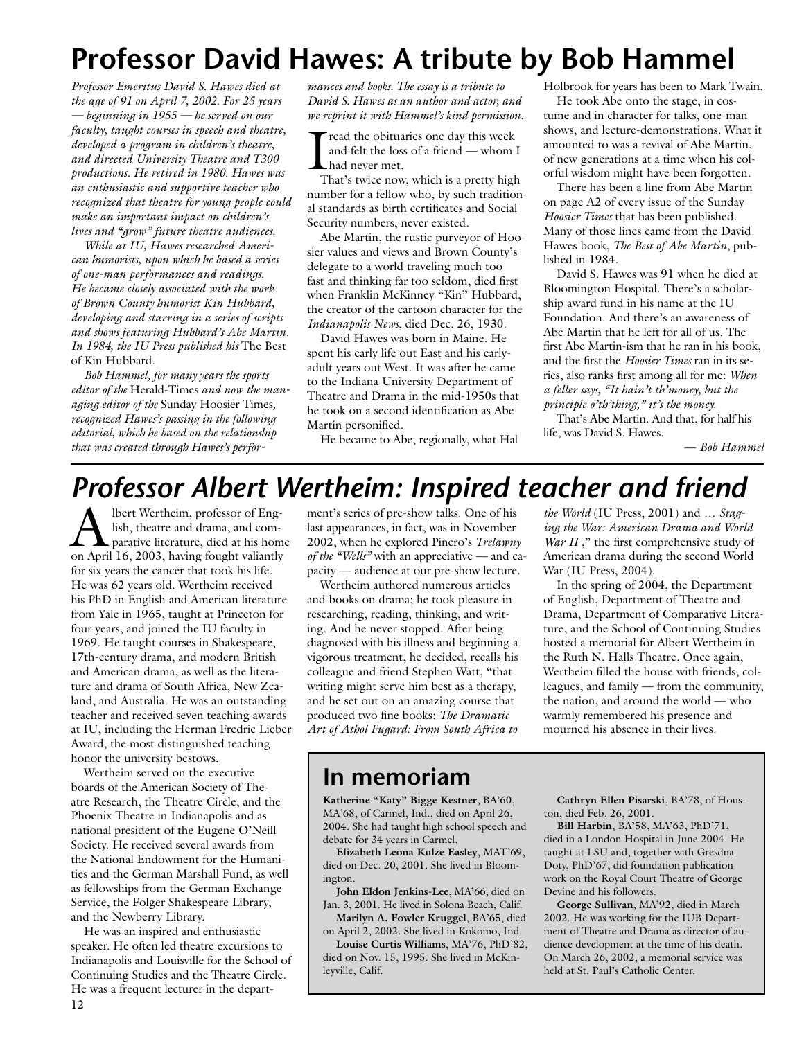# Professor David Hawes: A tribute by Bob Hammel

*Professor Emeritus David S. Hawes died at the age of 91 on April 7, 2002. For 25 years — beginning in 1955 — he served on our faculty, taught courses in speech and theatre, developed a program in children's theatre, and directed University Theatre and T300 productions. He retired in 1980. Hawes was an enthusiastic and supportive teacher who recognized that theatre for young people could make an important impact on children's lives and "grow" future theatre audiences.*

*While at IU, Hawes researched American humorists, upon which he based a series of one-man performances and readings. He became closely associated with the work of Brown County humorist Kin Hubbard, developing and starring in a series of scripts and shows featuring Hubbard's Abe Martin. In 1984, the IU Press published his* The Best of Kin Hubbard.

*Bob Hammel, for many years the sports editor of the* Herald-Times *and now the managing editor of the* Sunday Hoosier Times*, recognized Hawes's passing in the following editorial, which he based on the relationship that was created through Hawes's performances and books. The essay is a tribute to David S. Hawes as an author and actor, and we reprint it with Hammel's kind permission.*

I read the obituaries one day this week and felt the loss of a friend — whom I had never met.

That's twice now, which is a pretty high number for a fellow who, by such traditional standards as birth certificates and Social Security numbers, never existed.

Abe Martin, the rustic purveyor of Hoosier values and views and Brown County's delegate to a world traveling much too fast and thinking far too seldom, died first when Franklin McKinney "Kin" Hubbard, the creator of the cartoon character for the *Indianapolis News*, died Dec. 26, 1930.

David Hawes was born in Maine. He spent his early life out East and his early-adult years out West. It was after he came to the Indiana University Department of Theatre and Drama in the mid-1950s that he took on a second identification as Abe Martin personified.

He became to Abe, regionally, what Hal Holbrook for years has been to Mark Twain.

He took Abe onto the stage, in costume and in character for talks, one-man shows, and lecture-demonstrations. What it amounted to was a revival of Abe Martin, of new generations at a time when his colorful wisdom might have been forgotten.

There has been a line from Abe Martin on page A2 of every issue of the Sunday *Hoosier Times* that has been published. Many of those lines came from the David Hawes book, *The Best of Abe Martin*, published in 1984.

David S. Hawes was 91 when he died at Bloomington Hospital. There's a scholarship award fund in his name at the IU Foundation. And there's an awareness of Abe Martin that he left for all of us. The first Abe Martin-ism that he ran in his book, and the first the *Hoosier Times* ran in its series, also ranks first among all for me: *When a feller says, "It hain't th'money, but the principle o'th'thing," it's the money.*

That's Abe Martin. And that, for half his life, was David S. Hawes.

*— Bob Hammel*

# *Professor Albert Wertheim: Inspired teacher and friend*

Albert Wertheim, professor of English, theatre and drama, and comparative literature, died at his home on April 16, 2003, having fought valiantly for six years the cancer that took his life. He was 62 years old. Wertheim received his PhD in English and American literature from Yale in 1965, taught at Princeton for four years, and joined the IU faculty in 1969. He taught courses in Shakespeare, 17th-century drama, and modern British and American drama, as well as the literature and drama of South Africa, New Zealand, and Australia. He was an outstanding teacher and received seven teaching awards at IU, including the Herman Fredric Lieber Award, the most distinguished teaching honor the university bestows.

Wertheim served on the executive boards of the American Society of Theatre Research, the Theatre Circle, and the Phoenix Theatre in Indianapolis and as national president of the Eugene O'Neill Society. He received several awards from the National Endowment for the Humanities and the German Marshall Fund, as well as fellowships from the German Exchange Service, the Folger Shakespeare Library, and the Newberry Library.

He was an inspired and enthusiastic speaker. He often led theatre excursions to Indianapolis and Louisville for the School of Continuing Studies and the Theatre Circle. He was a frequent lecturer in the department's series of pre-show talks. One of his last appearances, in fact, was in November 2002, when he explored Pinero's *Trelawny of the "Wells"* with an appreciative — and capacity — audience at our pre-show lecture.

Wertheim authored numerous articles and books on drama; he took pleasure in researching, reading, thinking, and writing. And he never stopped. After being diagnosed with his illness and beginning a vigorous treatment, he decided, recalls his colleague and friend Stephen Watt, "that writing might serve him best as a therapy, and he set out on an amazing course that produced two fine books: *The Dramatic Art of Athol Fugard: From South Africa to the World* (IU Press, 2001) and … *Staging the War: American Drama and World War II* ," the first comprehensive study of American drama during the second World War (IU Press, 2004).

In the spring of 2004, the Department of English, Department of Theatre and Drama, Department of Comparative Literature, and the School of Continuing Studies hosted a memorial for Albert Wertheim in the Ruth N. Halls Theatre. Once again, Wertheim filled the house with friends, colleagues, and family — from the community, the nation, and around the world — who warmly remembered his presence and mourned his absence in their lives.

## In memoriam

**Katherine "Katy" Bigge Kestner**, BA'60, MA'68, of Carmel, Ind., died on April 26, 2004. She had taught high school speech and debate for 34 years in Carmel.

**Elizabeth Leona Kulze Easley**, MAT'69, died on Dec. 20, 2001. She lived in Bloomington.

**John Eldon Jenkins-Lee**, MA'66, died on Jan. 3, 2001. He lived in Solona Beach, Calif.

**Marilyn A. Fowler Kruggel**, BA'65, died on April 2, 2002. She lived in Kokomo, Ind.

**Louise Curtis Williams**, MA'76, PhD'82, died on Nov. 15, 1995. She lived in McKinleyville, Calif.

**Cathryn Ellen Pisarski**, BA'78, of Houston, died Feb. 26, 2001.

**Bill Harbin**, BA'58, MA'63, PhD'71**,** died in a London Hospital in June 2004. He taught at LSU and, together with Gresdna Doty, PhD'67, did foundation publication work on the Royal Court Theatre of George Devine and his followers.

**George Sullivan**, MA'92, died in March 2002. He was working for the IUB Department of Theatre and Drama as director of audience development at the time of his death. On March 26, 2002, a memorial service was held at St. Paul's Catholic Center.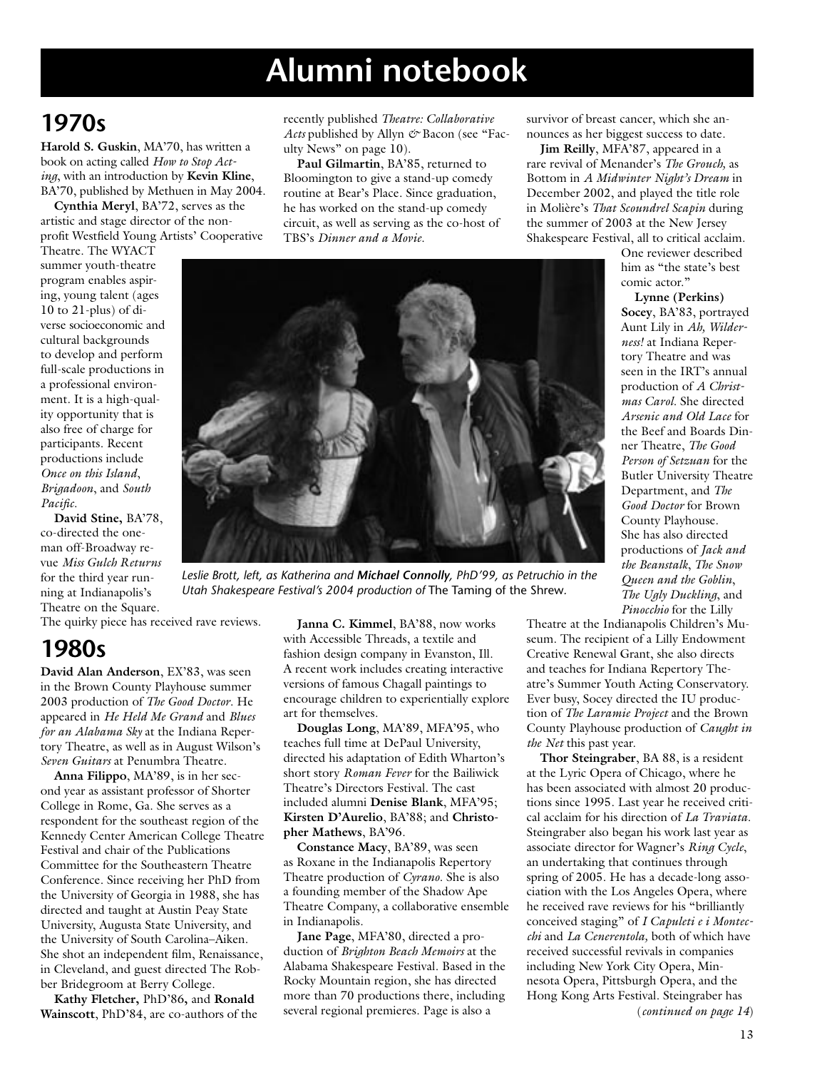# Alumni notebook

## 1970s

**Harold S. Guskin**, MA'70, has written a book on acting called *How to Stop Acting*, with an introduction by **Kevin Kline**, BA'70, published by Methuen in May 2004.

**Cynthia Meryl**, BA'72, serves as the artistic and stage director of the non-profit Westfield Young Artists' Cooperative Theatre. The WYACT summer youth-theatre program enables aspiring, young talent (ages 10 to 21-plus) of diverse socioeconomic and cultural backgrounds to develop and perform full-scale productions in a professional environment. It is a high-quality opportunity that is also free of charge for participants. Recent productions include *Once on this Island*, *Brigadoon*, and *South Pacific*.

**David Stine,** BA'78, co-directed the one-man off-Broadway revue *Miss Gulch Returns* for the third year running at Indianapolis's Theatre on the Square. The quirky piece has received rave reviews.

## 1980s

**David Alan Anderson**, EX'83, was seen in the Brown County Playhouse summer 2003 production of *The Good Doctor*. He appeared in *He Held Me Grand* and *Blues for an Alabama Sky* at the Indiana Repertory Theatre, as well as in August Wilson's *Seven Guitars* at Penumbra Theatre.

**Anna Filippo**, MA'89, is in her second year as assistant professor of Shorter College in Rome, Ga. She serves as a respondent for the southeast region of the Kennedy Center American College Theatre Festival and chair of the Publications Committee for the Southeastern Theatre Conference. Since receiving her PhD from the University of Georgia in 1988, she has directed and taught at Austin Peay State University, Augusta State University, and the University of South Carolina–Aiken. She shot an independent film, Renaissance, in Cleveland, and guest directed The Robber Bridegroom at Berry College.

**Kathy Fletcher,** PhD'86, and **Ronald Wainscott**, PhD'84, are co-authors of the recently published *Theatre: Collaborative Acts* published by Allyn & Bacon (see "Faculty News" on page 10).

**Paul Gilmartin**, BA'85, returned to Bloomington to give a stand-up comedy routine at Bear's Place. Since graduation, he has worked on the stand-up comedy circuit, as well as serving as the co-host of TBS's *Dinner and a Movie*.

*Leslie Brott, left, as Katherina and **Michael Connolly**, PhD'99, as Petruchio in the Utah Shakespeare Festival's 2004 production of* The Taming of the Shrew.

**Janna C. Kimmel**, BA'88, now works with Accessible Threads, a textile and fashion design company in Evanston, Ill. A recent work includes creating interactive versions of famous Chagall paintings to encourage children to experientially explore art for themselves.

**Douglas Long**, MA'89, MFA'95, who teaches full time at DePaul University, directed his adaptation of Edith Wharton's short story *Roman Fever* for the Bailiwick Theatre's Directors Festival. The cast included alumni **Denise Blank**, MFA'95; **Kirsten D'Aurelio**, BA'88; and **Christopher Mathews**, BA'96.

**Constance Macy**, BA'89, was seen as Roxane in the Indianapolis Repertory Theatre production of *Cyrano*. She is also a founding member of the Shadow Ape Theatre Company, a collaborative ensemble in Indianapolis.

**Jane Page**, MFA'80, directed a production of *Brighton Beach Memoirs* at the Alabama Shakespeare Festival. Based in the Rocky Mountain region, she has directed more than 70 productions there, including several regional premieres. Page is also a survivor of breast cancer, which she announces as her biggest success to date.

**Jim Reilly**, MFA'87, appeared in a rare revival of Menander's *The Grouch,* as Bottom in *A Midwinter Night's Dream* in December 2002, and played the title role in Molière's *That Scoundrel Scapin* during the summer of 2003 at the New Jersey Shakespeare Festival, all to critical acclaim. One reviewer described him as "the state's best comic actor."

**Lynne (Perkins) Socey**, BA'83, portrayed Aunt Lily in *Ah, Wilderness!* at Indiana Repertory Theatre and was seen in the IRT's annual production of *A Christmas Carol*. She directed *Arsenic and Old Lace* for the Beef and Boards Dinner Theatre, *The Good Person of Setzuan* for the Butler University Theatre Department, and *The Good Doctor* for Brown County Playhouse. She has also directed productions of *Jack and the Beanstalk*, *The Snow Queen and the Goblin*, *The Ugly Duckling*, and *Pinocchio* for the Lilly Theatre at the Indianapolis Children's Museum. The recipient of a Lilly Endowment Creative Renewal Grant, she also directs and teaches for Indiana Repertory Theatre's Summer Youth Acting Conservatory. Ever busy, Socey directed the IU production of *The Laramie Project* and the Brown County Playhouse production of *Caught in the Net* this past year.

**Thor Steingraber**, BA 88, is a resident at the Lyric Opera of Chicago, where he has been associated with almost 20 productions since 1995. Last year he received critical acclaim for his direction of *La Traviata*. Steingraber also began his work last year as associate director for Wagner's *Ring Cycle*, an undertaking that continues through spring of 2005. He has a decade-long association with the Los Angeles Opera, where he received rave reviews for his "brilliantly conceived staging" of *I Capuleti e i Montecchi* and *La Cenerentola,* both of which have received successful revivals in companies including New York City Opera, Minnesota Opera, Pittsburgh Opera, and the Hong Kong Arts Festival. Steingraber has

(*continued on page 14*)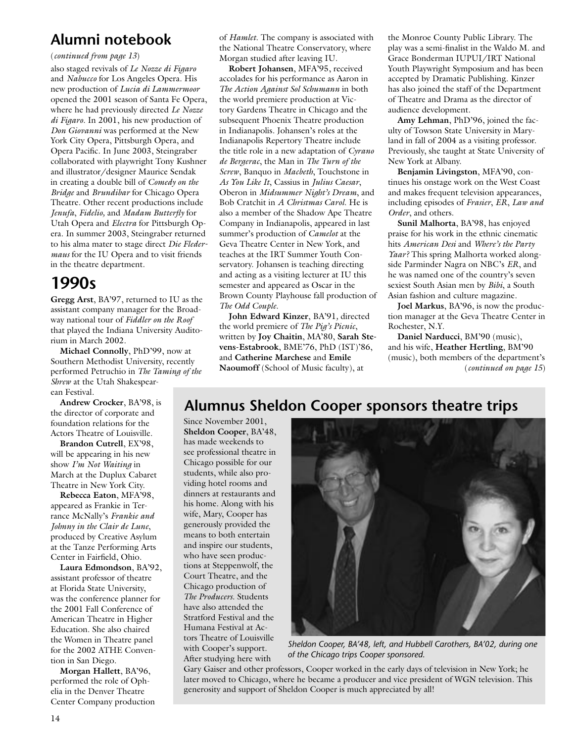## Alumni notebook

(*continued from page 13*)

also staged revivals of *Le Nozze di Figaro* and *Nabucco* for Los Angeles Opera. His new production of *Lucia di Lammermoor* opened the 2001 season of Santa Fe Opera, where he had previously directed *Le Nozze di Figaro*. In 2001, his new production of *Don Giovanni* was performed at the New York City Opera, Pittsburgh Opera, and Opera Pacific. In June 2003, Steingraber collaborated with playwright Tony Kushner and illustrator/designer Maurice Sendak in creating a double bill of *Comedy on the Bridge* and *Brundibar* for Chicago Opera Theatre. Other recent productions include *Jenufa*, *Fidelio,* and *Madam Butterfly* for Utah Opera and *Electra* for Pittsburgh Opera. In summer 2003, Steingraber returned to his alma mater to stage direct *Die Fledermaus* for the IU Opera and to visit friends in the theatre department.

# 1990s

**Gregg Arst**, BA'97, returned to IU as the assistant company manager for the Broadway national tour of *Fiddler on the Roof* that played the Indiana University Auditorium in March 2002.

**Michael Connolly**, PhD'99, now at Southern Methodist University, recently performed Petruchio in *The Taming of the Shrew* at the Utah Shakespearean Festival.

**Andrew Crocker**, BA'98, is the director of corporate and foundation relations for the Actors Theatre of Louisville.

**Brandon Cutrell**, EX'98, will be appearing in his new show *I'm Not Waiting* in March at the Duplux Cabaret Theatre in New York City.

**Rebecca Eaton**, MFA'98, appeared as Frankie in Terrance McNally's *Frankie and Johnny in the Clair de Lune*, produced by Creative Asylum at the Tanze Performing Arts Center in Fairfield, Ohio.

**Laura Edmondson**, BA'92, assistant professor of theatre at Florida State University, was the conference planner for the 2001 Fall Conference of American Theatre in Higher Education. She also chaired the Women in Theatre panel for the 2002 ATHE Convention in San Diego.

**Morgan Hallett**, BA'96, performed the role of Ophelia in the Denver Theatre Center Company production of *Hamlet*. The company is associated with the National Theatre Conservatory, where Morgan studied after leaving IU.

**Robert Johansen**, MFA'95, received accolades for his performance as Aaron in *The Action Against Sol Schumann* in both the world premiere production at Victory Gardens Theatre in Chicago and the subsequent Phoenix Theatre production in Indianapolis. Johansen's roles at the Indianapolis Repertory Theatre include the title role in a new adaptation of *Cyrano de Bergerac*, the Man in *The Turn of the Screw*, Banquo in *Macbeth*, Touchstone in *As You Like It*, Cassius in *Julius Caesar*, Oberon in *Midsummer Night's Dream*, and Bob Cratchit in *A Christmas Carol*. He is also a member of the Shadow Ape Theatre Company in Indianapolis, appeared in last summer's production of *Camelot* at the Geva Theatre Center in New York, and teaches at the IRT Summer Youth Conservatory. Johansen is teaching directing and acting as a visiting lecturer at IU this semester and appeared as Oscar in the Brown County Playhouse fall production of *The Odd Couple*.

**John Edward Kinzer**, BA'91, directed the world premiere of *The Pig's Picnic*, written by **Joy Chaitin**, MA'80, **Sarah Stevens-Estabrook**, BME'76, PhD (IST)'86, and **Catherine Marchese** and **Emile Naoumoff** (School of Music faculty), at the Monroe County Public Library. The play was a semi-finalist in the Waldo M. and Grace Bonderman IUPUI/IRT National Youth Playwright Symposium and has been accepted by Dramatic Publishing. Kinzer has also joined the staff of the Department of Theatre and Drama as the director of audience development.

**Amy Lehman**, PhD'96, joined the faculty of Towson State University in Maryland in fall of 2004 as a visiting professor. Previously, she taught at State University of New York at Albany.

**Benjamin Livingston**, MFA'90, continues his onstage work on the West Coast and makes frequent television appearances, including episodes of *Frasier*, *ER*, *Law and Order*, and others.

**Sunil Malhorta**, BA'98, has enjoyed praise for his work in the ethnic cinematic hits *American Desi* and *Where's the Party Yaar?* This spring Malhorta worked alongside Parminder Nagra on NBC's *ER*, and he was named one of the country's seven sexiest South Asian men by *Bibi*, a South Asian fashion and culture magazine.

**Joel Markus**, BA'96, is now the production manager at the Geva Theatre Center in Rochester, N.Y.

**Daniel Narducci**, BM'90 (music), and his wife, **Heather Hertling**, BM'90 (music), both members of the department's

(*continued on page 15*)

## Alumnus Sheldon Cooper sponsors theatre trips

Since November 2001, **Sheldon Cooper**, BA'48, has made weekends to see professional theatre in Chicago possible for our students, while also providing hotel rooms and dinners at restaurants and his home. Along with his wife, Mary, Cooper has generously provided the means to both entertain and inspire our students, who have seen productions at Steppenwolf, the Court Theatre, and the Chicago production of *The Producers*. Students have also attended the Stratford Festival and the Humana Festival at Actors Theatre of Louisville with Cooper's support. After studying here with Gary Gaiser and other professors, Cooper worked in the early days of television in New York; he later moved to Chicago, where he became a producer and vice president of WGN television. This generosity and support of Sheldon Cooper is much appreciated by all!

*Sheldon Cooper, BA'48, left, and Hubbell Carothers, BA'02, during one of the Chicago trips Cooper sponsored.*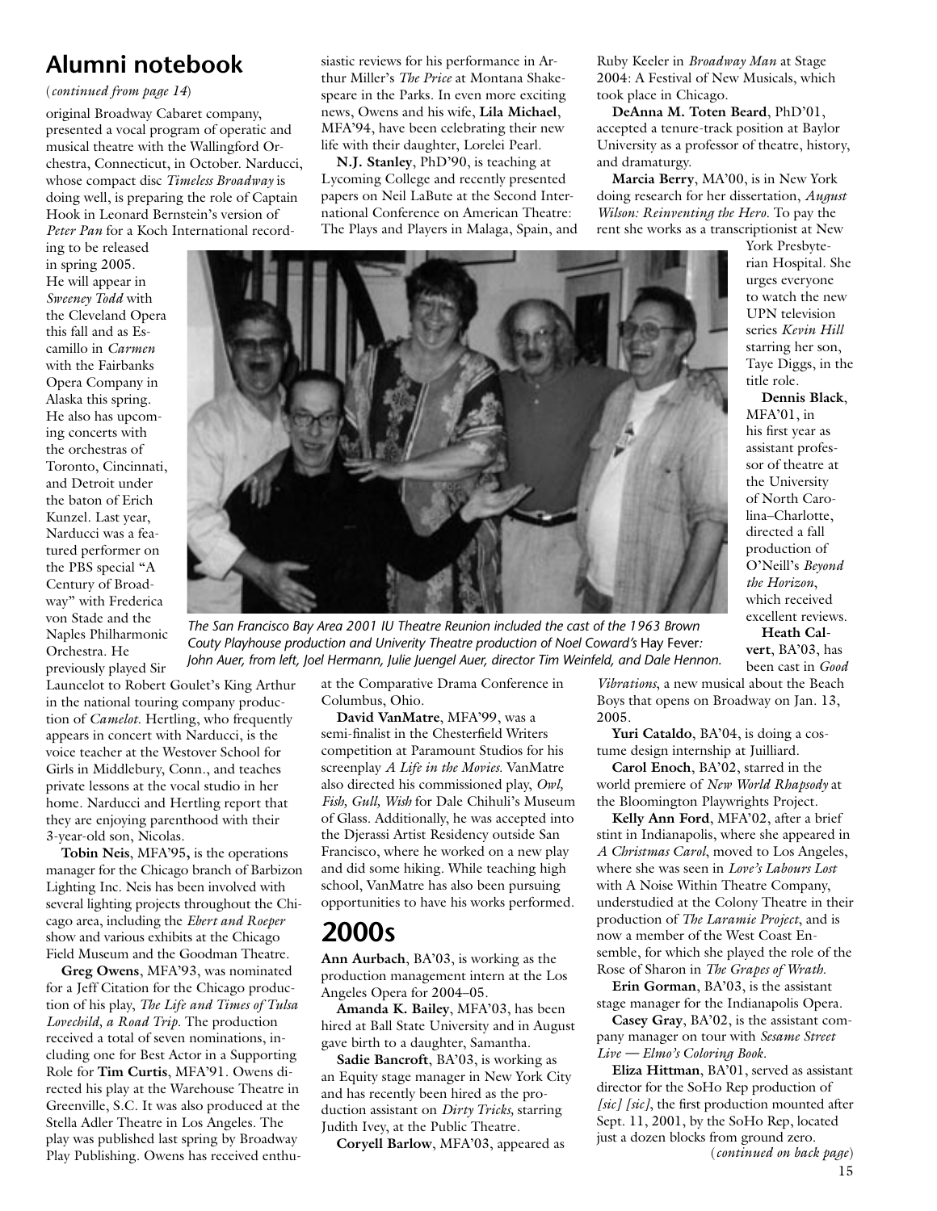## Alumni notebook

(*continued from page 14*)

original Broadway Cabaret company, presented a vocal program of operatic and musical theatre with the Wallingford Orchestra, Connecticut, in October. Narducci, whose compact disc *Timeless Broadway* is doing well, is preparing the role of Captain Hook in Leonard Bernstein's version of *Peter Pan* for a Koch International recording to be released in spring 2005. He will appear in *Sweeney Todd* with the Cleveland Opera this fall and as Escamillo in *Carmen* with the Fairbanks Opera Company in Alaska this spring. He also has upcoming concerts with the orchestras of Toronto, Cincinnati, and Detroit under the baton of Erich Kunzel. Last year, Narducci was a featured performer on the PBS special "A Century of Broadway" with Frederica von Stade and the Naples Philharmonic Orchestra. He previously played Sir Launcelot to Robert Goulet's King Arthur in the national touring company production of *Camelot*. Hertling, who frequently appears in concert with Narducci, is the voice teacher at the Westover School for Girls in Middlebury, Conn., and teaches private lessons at the vocal studio in her home. Narducci and Hertling report that they are enjoying parenthood with their 3-year-old son, Nicolas.

**Tobin Neis**, MFA'95**,** is the operations manager for the Chicago branch of Barbizon Lighting Inc. Neis has been involved with several lighting projects throughout the Chicago area, including the *Ebert and Roeper* show and various exhibits at the Chicago Field Museum and the Goodman Theatre.

**Greg Owens**, MFA'93, was nominated for a Jeff Citation for the Chicago production of his play, *The Life and Times of Tulsa Lovechild, a Road Trip*. The production received a total of seven nominations, including one for Best Actor in a Supporting Role for **Tim Curtis**, MFA'91. Owens directed his play at the Warehouse Theatre in Greenville, S.C. It was also produced at the Stella Adler Theatre in Los Angeles. The play was published last spring by Broadway Play Publishing. Owens has received enthusiastic reviews for his performance in Arthur Miller's *The Price* at Montana Shakespeare in the Parks. In even more exciting news, Owens and his wife, **Lila Michael**, MFA'94, have been celebrating their new life with their daughter, Lorelei Pearl.

**N.J. Stanley**, PhD'90, is teaching at Lycoming College and recently presented papers on Neil LaBute at the Second International Conference on American Theatre: The Plays and Players in Malaga, Spain, and at the Comparative Drama Conference in Columbus, Ohio.

**David VanMatre**, MFA'99, was a semi-finalist in the Chesterfield Writers competition at Paramount Studios for his screenplay *A Life in the Movies.* VanMatre also directed his commissioned play, *Owl, Fish, Gull, Wish* for Dale Chihuli's Museum of Glass. Additionally, he was accepted into the Djerassi Artist Residency outside San Francisco, where he worked on a new play and did some hiking. While teaching high school, VanMatre has also been pursuing opportunities to have his works performed.

*The San Francisco Bay Area 2001 IU Theatre Reunion included the cast of the 1963 Brown Couty Playhouse production and Univerity Theatre production of Noel Coward's* Hay Fever*: John Auer, from left, Joel Hermann, Julie Juengel Auer, director Tim Weinfeld, and Dale Hennon.*

## 2000s

**Ann Aurbach**, BA'03, is working as the production management intern at the Los Angeles Opera for 2004–05.

**Amanda K. Bailey**, MFA'03, has been hired at Ball State University and in August gave birth to a daughter, Samantha.

**Sadie Bancroft**, BA'03, is working as an Equity stage manager in New York City and has recently been hired as the production assistant on *Dirty Tricks,* starring Judith Ivey, at the Public Theatre.

**Coryell Barlow**, MFA'03, appeared as Ruby Keeler in *Broadway Man* at Stage 2004: A Festival of New Musicals, which took place in Chicago.

**DeAnna M. Toten Beard**, PhD'01, accepted a tenure-track position at Baylor University as a professor of theatre, history, and dramaturgy.

**Marcia Berry**, MA'00, is in New York doing research for her dissertation, *August Wilson: Reinventing the Hero.* To pay the rent she works as a transcriptionist at New York Presbyterian Hospital. She urges everyone to watch the new UPN television series *Kevin Hill* starring her son, Taye Diggs, in the title role.

**Dennis Black**, MFA'01, in his first year as assistant professor of theatre at the University of North Carolina–Charlotte, directed a fall production of O'Neill's *Beyond the Horizon*, which received excellent reviews.

**Heath Calvert**, BA'03, has been cast in *Good Vibrations*, a new musical about the Beach Boys that opens on Broadway on Jan. 13, 2005.

**Yuri Cataldo**, BA'04, is doing a costume design internship at Juilliard.

**Carol Enoch**, BA'02, starred in the world premiere of *New World Rhapsody* at the Bloomington Playwrights Project.

**Kelly Ann Ford**, MFA'02, after a brief stint in Indianapolis, where she appeared in *A Christmas Carol*, moved to Los Angeles, where she was seen in *Love's Labours Lost* with A Noise Within Theatre Company, understudied at the Colony Theatre in their production of *The Laramie Project*, and is now a member of the West Coast Ensemble, for which she played the role of the Rose of Sharon in *The Grapes of Wrath.*

**Erin Gorman**, BA'03, is the assistant stage manager for the Indianapolis Opera.

**Casey Gray**, BA'02, is the assistant company manager on tour with *Sesame Street Live — Elmo's Coloring Book.*

**Eliza Hittman**, BA'01, served as assistant director for the SoHo Rep production of *[sic] [sic]*, the first production mounted after Sept. 11, 2001, by the SoHo Rep, located just a dozen blocks from ground zero.

(*continued on back page*)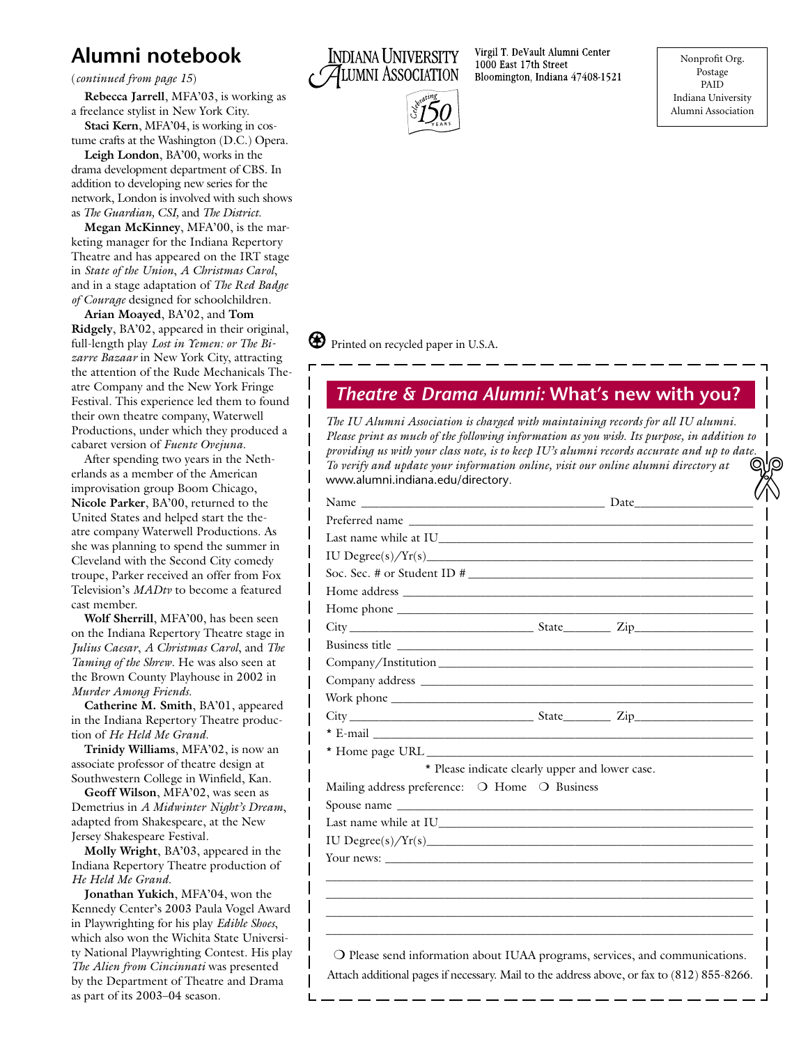## Alumni notebook

(*continued from page 15*)

**Rebecca Jarrell**, MFA'03, is working as a freelance stylist in New York City.

**Staci Kern**, MFA'04, is working in costume crafts at the Washington (D.C.) Opera.

**Leigh London**, BA'00, works in the drama development department of CBS. In addition to developing new series for the network, London is involved with such shows as *The Guardian, CSI,* and *The District*.

**Megan McKinney**, MFA'00, is the marketing manager for the Indiana Repertory Theatre and has appeared on the IRT stage in *State of the Union*, *A Christmas Carol*, and in a stage adaptation of *The Red Badge of Courage* designed for schoolchildren.

**Arian Moayed**, BA'02, and **Tom Ridgely**, BA'02, appeared in their original, full-length play *Lost in Yemen: or The Bizarre Bazaar* in New York City, attracting the attention of the Rude Mechanicals Theatre Company and the New York Fringe Festival. This experience led them to found their own theatre company, Waterwell Productions, under which they produced a cabaret version of *Fuente Ovejuna*.

After spending two years in the Netherlands as a member of the American improvisation group Boom Chicago, **Nicole Parker**, BA'00, returned to the United States and helped start the theatre company Waterwell Productions. As she was planning to spend the summer in Cleveland with the Second City comedy troupe, Parker received an offer from Fox Television's *MADtv* to become a featured cast member.

**Wolf Sherrill**, MFA'00, has been seen on the Indiana Repertory Theatre stage in *Julius Caesar*, *A Christmas Carol*, and *The Taming of the Shrew*. He was also seen at the Brown County Playhouse in 2002 in *Murder Among Friends*.

**Catherine M. Smith**, BA'01, appeared in the Indiana Repertory Theatre production of *He Held Me Grand*.

**Trinidy Williams**, MFA'02, is now an associate professor of theatre design at Southwestern College in Winfield, Kan.

**Geoff Wilson**, MFA'02, was seen as Demetrius in *A Midwinter Night's Dream*, adapted from Shakespeare, at the New Jersey Shakespeare Festival.

**Molly Wright**, BA'03, appeared in the Indiana Repertory Theatre production of *He Held Me Grand*.

**Jonathan Yukich**, MFA'04, won the Kennedy Center's 2003 Paula Vogel Award in Playwrighting for his play *Edible Shoes*, which also won the Wichita State University National Playwrighting Contest. His play *The Alien from Cincinnati* was presented by the Department of Theatre and Drama as part of its 2003–04 season.

Indiana University Alumni Association
Celebrating 150 Years

Virgil T. DeVault Alumni Center
1000 East 17th Street
Bloomington, Indiana 47408-1521

Nonprofit Org.
Postage
PAID
Indiana University
Alumni Association

Printed on recycled paper in U.S.A.

## *Theatre & Drama Alumni:* What's new with you?

*The IU Alumni Association is charged with maintaining records for all IU alumni. Please print as much of the following information as you wish. Its purpose, in addition to providing us with your class note, is to keep IU's alumni records accurate and up to date. To verify and update your information online, visit our online alumni directory at* www.alumni.indiana.edu/directory.

Name ______________________ Date ____________

Preferred name ______________________

Last name while at IU ______________________

IU Degree(s)/Yr(s) ______________________

Soc. Sec. # or Student ID # ______________________

Home address ______________________

Home phone ______________________

City ______________ State ________ Zip ____________

Business title ______________________

Company/Institution ______________________

Company address ______________________

Work phone ______________________

City ______________ State ________ Zip ____________

* E-mail ______________________

* Home page URL ______________________

* Please indicate clearly upper and lower case.

Mailing address preference: ❍ Home ❍ Business

Spouse name ______________________

Last name while at IU ______________________

IU Degree(s)/Yr(s) ______________________

Your news: ______________________

❍ Please send information about IUAA programs, services, and communications.

Attach additional pages if necessary. Mail to the address above, or fax to (812) 855-8266.